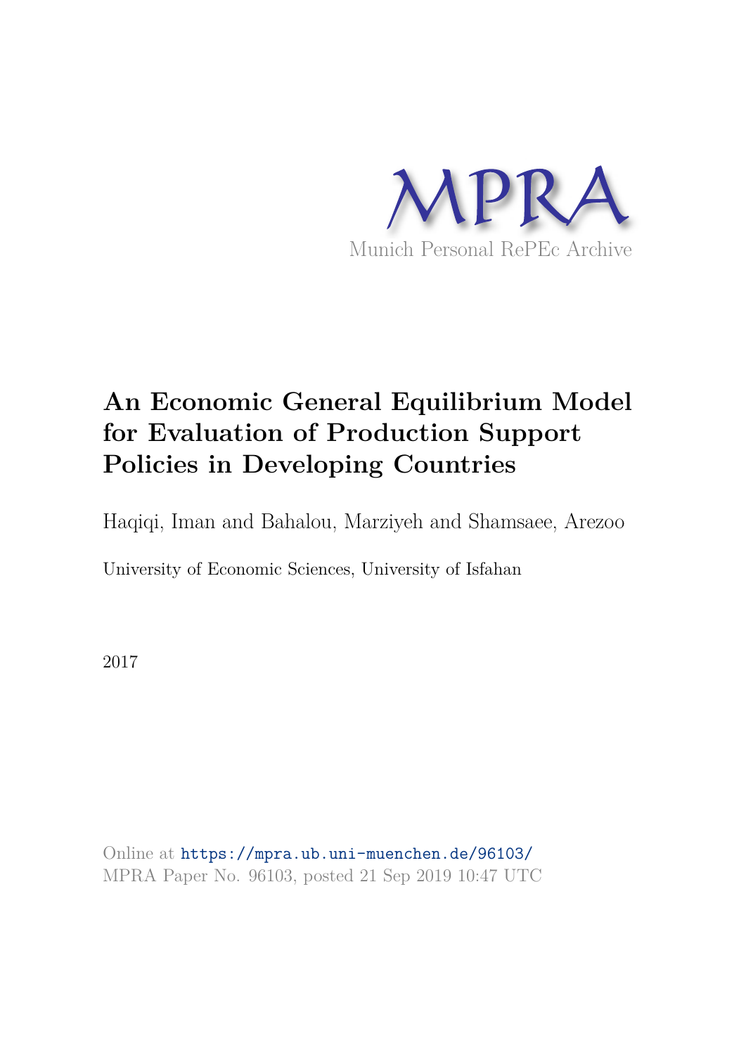MPRA

Munich Personal RePEc Archive

# An Economic General Equilibrium Model for Evaluation of Production Support Policies in Developing Countries

Haqiqi, Iman and Bahalou, Marziyeh and Shamsaee, Arezoo

University of Economic Sciences, University of Isfahan

2017

Online at https://mpra.ub.uni-muenchen.de/96103/
MPRA Paper No. 96103, posted 21 Sep 2019 10:47 UTC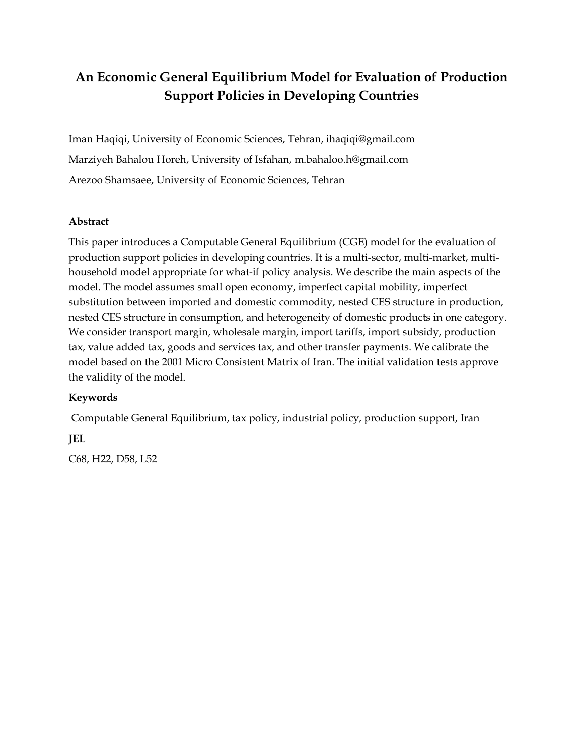# An Economic General Equilibrium Model for Evaluation of Production Support Policies in Developing Countries

Iman Haqiqi, University of Economic Sciences, Tehran, ihaqiqi@gmail.com

Marziyeh Bahalou Horeh, University of Isfahan, m.bahaloo.h@gmail.com

Arezoo Shamsaee, University of Economic Sciences, Tehran

**Abstract**

This paper introduces a Computable General Equilibrium (CGE) model for the evaluation of production support policies in developing countries. It is a multi-sector, multi-market, multi-household model appropriate for what-if policy analysis. We describe the main aspects of the model. The model assumes small open economy, imperfect capital mobility, imperfect substitution between imported and domestic commodity, nested CES structure in production, nested CES structure in consumption, and heterogeneity of domestic products in one category. We consider transport margin, wholesale margin, import tariffs, import subsidy, production tax, value added tax, goods and services tax, and other transfer payments. We calibrate the model based on the 2001 Micro Consistent Matrix of Iran. The initial validation tests approve the validity of the model.

**Keywords**

Computable General Equilibrium, tax policy, industrial policy, production support, Iran

**JEL**

C68, H22, D58, L52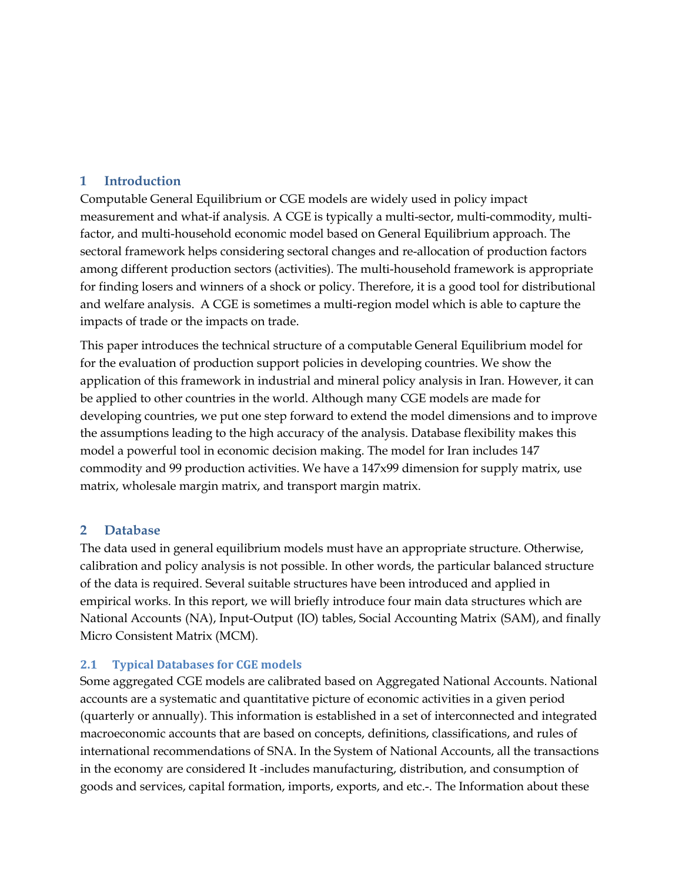## 1 Introduction

Computable General Equilibrium or CGE models are widely used in policy impact measurement and what-if analysis. A CGE is typically a multi-sector, multi-commodity, multi-factor, and multi-household economic model based on General Equilibrium approach. The sectoral framework helps considering sectoral changes and re-allocation of production factors among different production sectors (activities). The multi-household framework is appropriate for finding losers and winners of a shock or policy. Therefore, it is a good tool for distributional and welfare analysis. A CGE is sometimes a multi-region model which is able to capture the impacts of trade or the impacts on trade.

This paper introduces the technical structure of a computable General Equilibrium model for for the evaluation of production support policies in developing countries. We show the application of this framework in industrial and mineral policy analysis in Iran. However, it can be applied to other countries in the world. Although many CGE models are made for developing countries, we put one step forward to extend the model dimensions and to improve the assumptions leading to the high accuracy of the analysis. Database flexibility makes this model a powerful tool in economic decision making. The model for Iran includes 147 commodity and 99 production activities. We have a 147x99 dimension for supply matrix, use matrix, wholesale margin matrix, and transport margin matrix.

## 2 Database

The data used in general equilibrium models must have an appropriate structure. Otherwise, calibration and policy analysis is not possible. In other words, the particular balanced structure of the data is required. Several suitable structures have been introduced and applied in empirical works. In this report, we will briefly introduce four main data structures which are National Accounts (NA), Input-Output (IO) tables, Social Accounting Matrix (SAM), and finally Micro Consistent Matrix (MCM).

### 2.1 Typical Databases for CGE models

Some aggregated CGE models are calibrated based on Aggregated National Accounts. National accounts are a systematic and quantitative picture of economic activities in a given period (quarterly or annually). This information is established in a set of interconnected and integrated macroeconomic accounts that are based on concepts, definitions, classifications, and rules of international recommendations of SNA. In the System of National Accounts, all the transactions in the economy are considered It -includes manufacturing, distribution, and consumption of goods and services, capital formation, imports, exports, and etc.-. The Information about these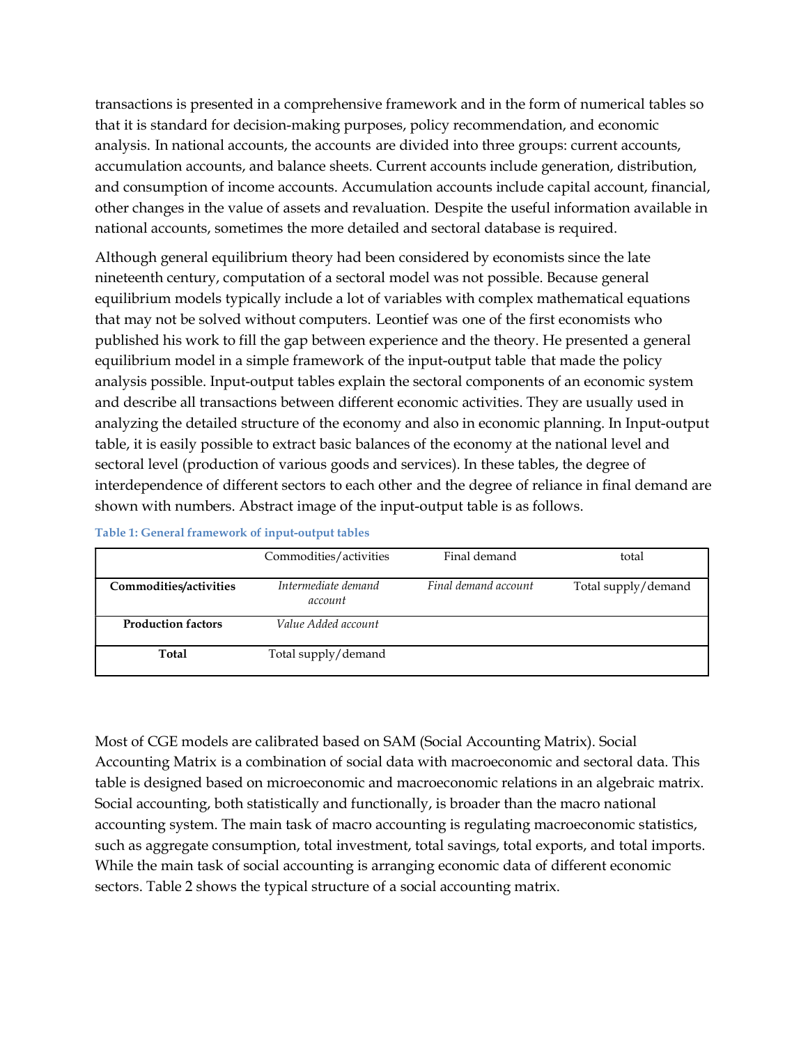transactions is presented in a comprehensive framework and in the form of numerical tables so that it is standard for decision-making purposes, policy recommendation, and economic analysis. In national accounts, the accounts are divided into three groups: current accounts, accumulation accounts, and balance sheets. Current accounts include generation, distribution, and consumption of income accounts. Accumulation accounts include capital account, financial, other changes in the value of assets and revaluation. Despite the useful information available in national accounts, sometimes the more detailed and sectoral database is required.

Although general equilibrium theory had been considered by economists since the late nineteenth century, computation of a sectoral model was not possible. Because general equilibrium models typically include a lot of variables with complex mathematical equations that may not be solved without computers. Leontief was one of the first economists who published his work to fill the gap between experience and the theory. He presented a general equilibrium model in a simple framework of the input-output table that made the policy analysis possible. Input-output tables explain the sectoral components of an economic system and describe all transactions between different economic activities. They are usually used in analyzing the detailed structure of the economy and also in economic planning. In Input-output table, it is easily possible to extract basic balances of the economy at the national level and sectoral level (production of various goods and services). In these tables, the degree of interdependence of different sectors to each other and the degree of reliance in final demand are shown with numbers. Abstract image of the input-output table is as follows.

**Table 1: General framework of input-output tables**

| | Commodities/activities | Final demand | total |
|---|---|---|---|
| **Commodities/activities** | *Intermediate demand account* | *Final demand account* | Total supply/demand |
| **Production factors** | *Value Added account* | | |
| **Total** | Total supply/demand | | |

Most of CGE models are calibrated based on SAM (Social Accounting Matrix). Social Accounting Matrix is a combination of social data with macroeconomic and sectoral data. This table is designed based on microeconomic and macroeconomic relations in an algebraic matrix. Social accounting, both statistically and functionally, is broader than the macro national accounting system. The main task of macro accounting is regulating macroeconomic statistics, such as aggregate consumption, total investment, total savings, total exports, and total imports. While the main task of social accounting is arranging economic data of different economic sectors. Table 2 shows the typical structure of a social accounting matrix.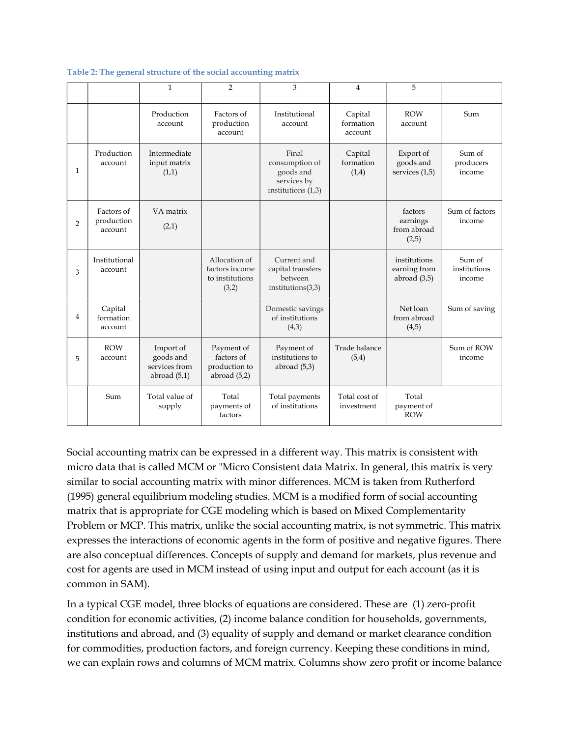**Table 2: The general structure of the social accounting matrix**

| | | 1 | 2 | 3 | 4 | 5 | |
|---|---|---|---|---|---|---|---|
| | | Production account | Factors of production account | Institutional account | Capital formation account | ROW account | Sum |
| 1 | Production account | Intermediate input matrix (1,1) | | Final consumption of goods and services by institutions (1,3) | Capital formation (1,4) | Export of goods and services (1,5) | Sum of producers income |
| 2 | Factors of production account | VA matrix (2,1) | | | | factors earnings from abroad (2,5) | Sum of factors income |
| 3 | Institutional account | | Allocation of factors income to institutions (3,2) | Current and capital transfers between institutions(3,3) | | institutions earning from abroad (3,5) | Sum of institutions income |
| 4 | Capital formation account | | | Domestic savings of institutions (4,3) | | Net loan from abroad (4,5) | Sum of saving |
| 5 | ROW account | Import of goods and services from abroad (5,1) | Payment of factors of production to abroad (5,2) | Payment of institutions to abroad (5,3) | Trade balance (5,4) | | Sum of ROW income |
| | Sum | Total value of supply | Total payments of factors | Total payments of institutions | Total cost of investment | Total payment of ROW | |

Social accounting matrix can be expressed in a different way. This matrix is consistent with micro data that is called MCM or "Micro Consistent data Matrix. In general, this matrix is very similar to social accounting matrix with minor differences. MCM is taken from Rutherford (1995) general equilibrium modeling studies. MCM is a modified form of social accounting matrix that is appropriate for CGE modeling which is based on Mixed Complementarity Problem or MCP. This matrix, unlike the social accounting matrix, is not symmetric. This matrix expresses the interactions of economic agents in the form of positive and negative figures. There are also conceptual differences. Concepts of supply and demand for markets, plus revenue and cost for agents are used in MCM instead of using input and output for each account (as it is common in SAM).

In a typical CGE model, three blocks of equations are considered. These are (1) zero-profit condition for economic activities, (2) income balance condition for households, governments, institutions and abroad, and (3) equality of supply and demand or market clearance condition for commodities, production factors, and foreign currency. Keeping these conditions in mind, we can explain rows and columns of MCM matrix. Columns show zero profit or income balance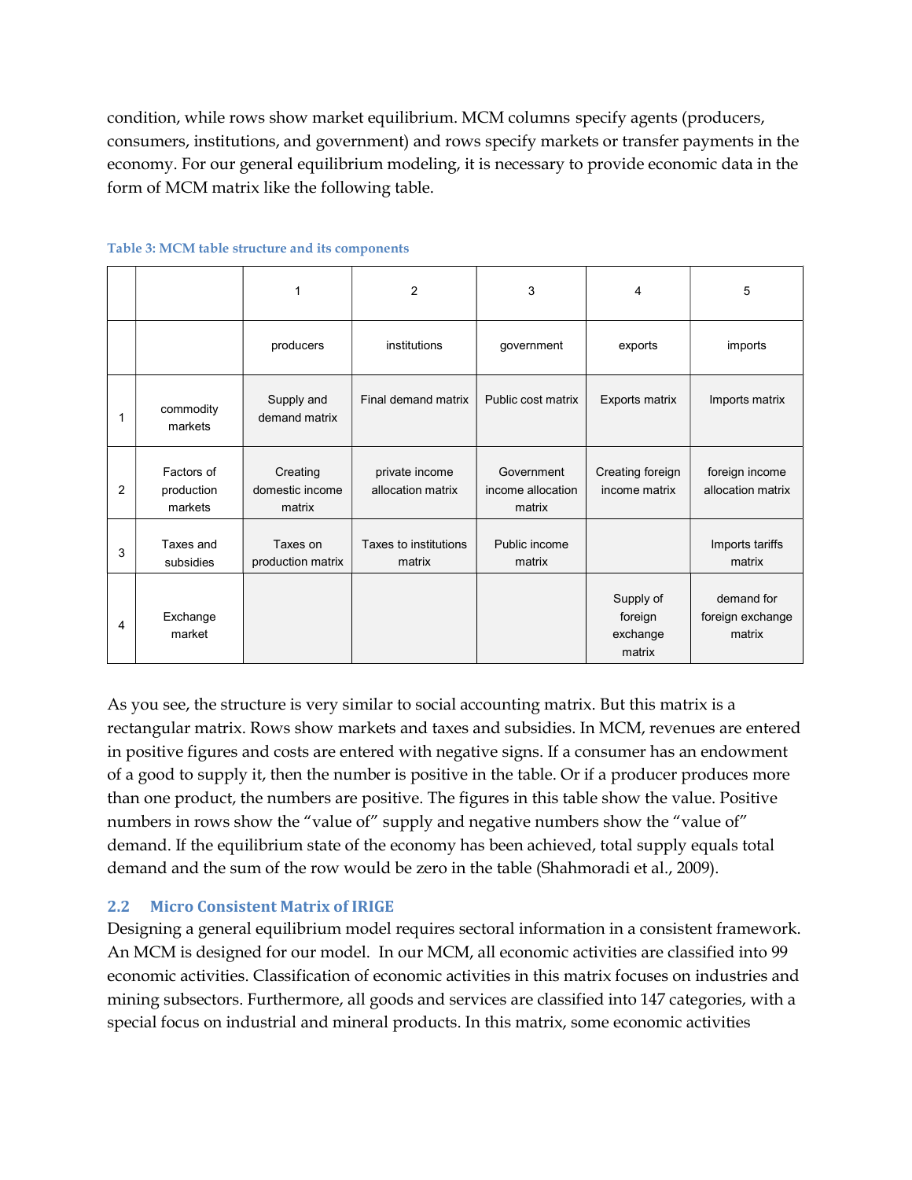condition, while rows show market equilibrium. MCM columns specify agents (producers, consumers, institutions, and government) and rows specify markets or transfer payments in the economy. For our general equilibrium modeling, it is necessary to provide economic data in the form of MCM matrix like the following table.

**Table 3: MCM table structure and its components**

| | | 1 | 2 | 3 | 4 | 5 |
|---|---|---|---|---|---|---|
| | | producers | institutions | government | exports | imports |
| 1 | commodity markets | Supply and demand matrix | Final demand matrix | Public cost matrix | Exports matrix | Imports matrix |
| 2 | Factors of production markets | Creating domestic income matrix | private income allocation matrix | Government income allocation matrix | Creating foreign income matrix | foreign income allocation matrix |
| 3 | Taxes and subsidies | Taxes on production matrix | Taxes to institutions matrix | Public income matrix | | Imports tariffs matrix |
| 4 | Exchange market | | | | Supply of foreign exchange matrix | demand for foreign exchange matrix |

As you see, the structure is very similar to social accounting matrix. But this matrix is a rectangular matrix. Rows show markets and taxes and subsidies. In MCM, revenues are entered in positive figures and costs are entered with negative signs. If a consumer has an endowment of a good to supply it, then the number is positive in the table. Or if a producer produces more than one product, the numbers are positive. The figures in this table show the value. Positive numbers in rows show the "value of" supply and negative numbers show the "value of" demand. If the equilibrium state of the economy has been achieved, total supply equals total demand and the sum of the row would be zero in the table (Shahmoradi et al., 2009).

## 2.2 Micro Consistent Matrix of IRIGE

Designing a general equilibrium model requires sectoral information in a consistent framework. An MCM is designed for our model. In our MCM, all economic activities are classified into 99 economic activities. Classification of economic activities in this matrix focuses on industries and mining subsectors. Furthermore, all goods and services are classified into 147 categories, with a special focus on industrial and mineral products. In this matrix, some economic activities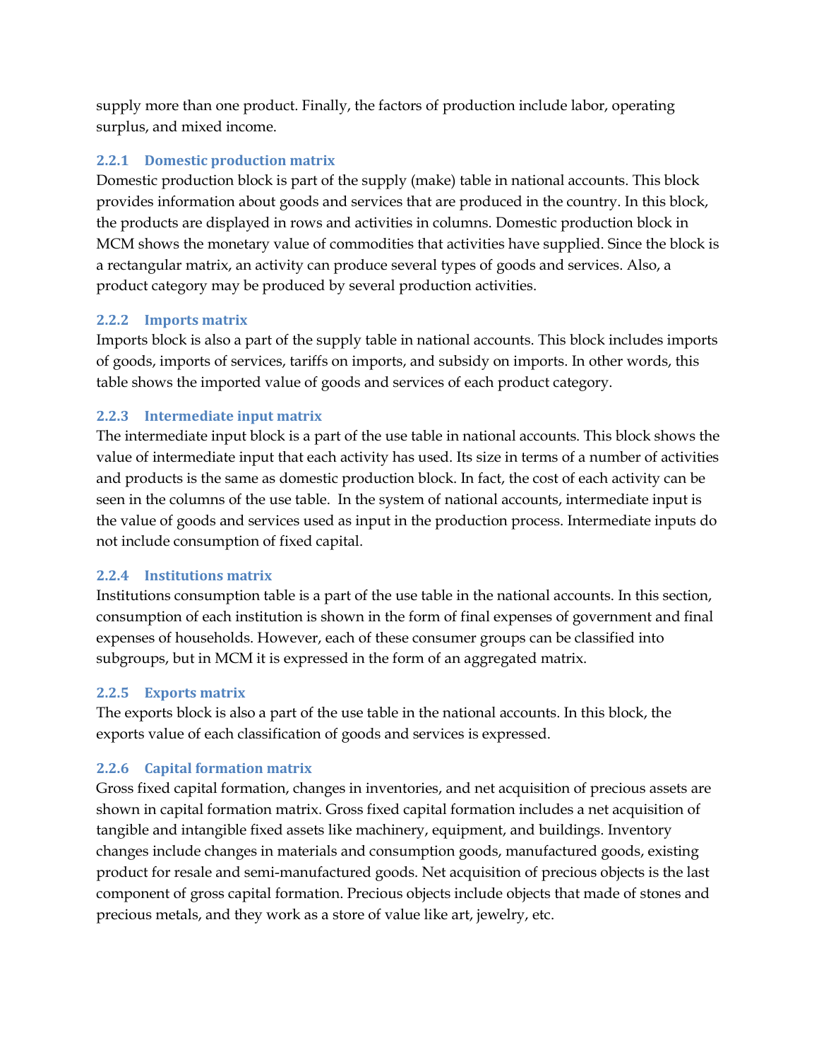supply more than one product. Finally, the factors of production include labor, operating surplus, and mixed income.

### 2.2.1 Domestic production matrix

Domestic production block is part of the supply (make) table in national accounts. This block provides information about goods and services that are produced in the country. In this block, the products are displayed in rows and activities in columns. Domestic production block in MCM shows the monetary value of commodities that activities have supplied. Since the block is a rectangular matrix, an activity can produce several types of goods and services. Also, a product category may be produced by several production activities.

### 2.2.2 Imports matrix

Imports block is also a part of the supply table in national accounts. This block includes imports of goods, imports of services, tariffs on imports, and subsidy on imports. In other words, this table shows the imported value of goods and services of each product category.

### 2.2.3 Intermediate input matrix

The intermediate input block is a part of the use table in national accounts. This block shows the value of intermediate input that each activity has used. Its size in terms of a number of activities and products is the same as domestic production block. In fact, the cost of each activity can be seen in the columns of the use table. In the system of national accounts, intermediate input is the value of goods and services used as input in the production process. Intermediate inputs do not include consumption of fixed capital.

### 2.2.4 Institutions matrix

Institutions consumption table is a part of the use table in the national accounts. In this section, consumption of each institution is shown in the form of final expenses of government and final expenses of households. However, each of these consumer groups can be classified into subgroups, but in MCM it is expressed in the form of an aggregated matrix.

### 2.2.5 Exports matrix

The exports block is also a part of the use table in the national accounts. In this block, the exports value of each classification of goods and services is expressed.

### 2.2.6 Capital formation matrix

Gross fixed capital formation, changes in inventories, and net acquisition of precious assets are shown in capital formation matrix. Gross fixed capital formation includes a net acquisition of tangible and intangible fixed assets like machinery, equipment, and buildings. Inventory changes include changes in materials and consumption goods, manufactured goods, existing product for resale and semi-manufactured goods. Net acquisition of precious objects is the last component of gross capital formation. Precious objects include objects that made of stones and precious metals, and they work as a store of value like art, jewelry, etc.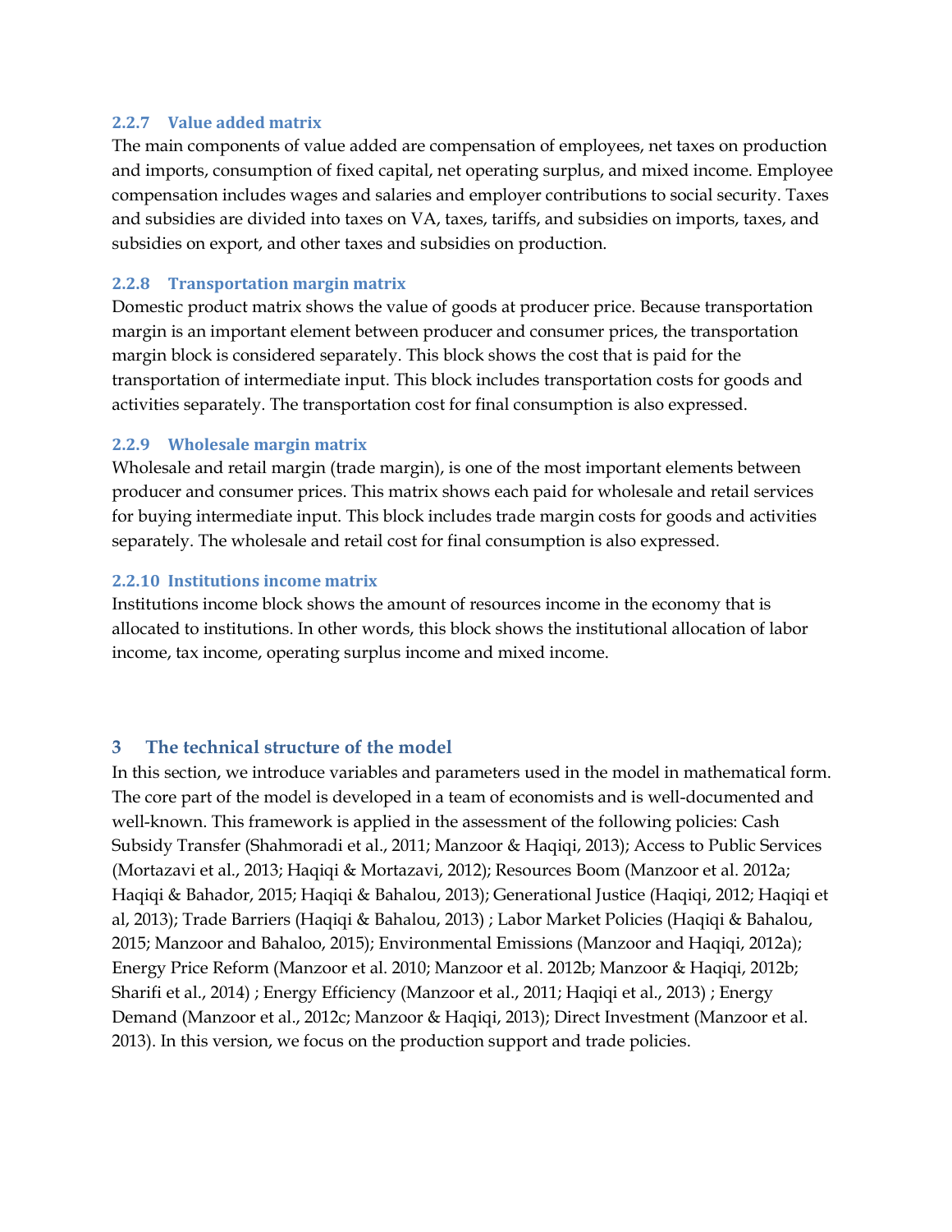### 2.2.7 Value added matrix

The main components of value added are compensation of employees, net taxes on production and imports, consumption of fixed capital, net operating surplus, and mixed income. Employee compensation includes wages and salaries and employer contributions to social security. Taxes and subsidies are divided into taxes on VA, taxes, tariffs, and subsidies on imports, taxes, and subsidies on export, and other taxes and subsidies on production.

### 2.2.8 Transportation margin matrix

Domestic product matrix shows the value of goods at producer price. Because transportation margin is an important element between producer and consumer prices, the transportation margin block is considered separately. This block shows the cost that is paid for the transportation of intermediate input. This block includes transportation costs for goods and activities separately. The transportation cost for final consumption is also expressed.

### 2.2.9 Wholesale margin matrix

Wholesale and retail margin (trade margin), is one of the most important elements between producer and consumer prices. This matrix shows each paid for wholesale and retail services for buying intermediate input. This block includes trade margin costs for goods and activities separately. The wholesale and retail cost for final consumption is also expressed.

### 2.2.10 Institutions income matrix

Institutions income block shows the amount of resources income in the economy that is allocated to institutions. In other words, this block shows the institutional allocation of labor income, tax income, operating surplus income and mixed income.

## 3 The technical structure of the model

In this section, we introduce variables and parameters used in the model in mathematical form. The core part of the model is developed in a team of economists and is well-documented and well-known. This framework is applied in the assessment of the following policies: Cash Subsidy Transfer (Shahmoradi et al., 2011; Manzoor & Haqiqi, 2013); Access to Public Services (Mortazavi et al., 2013; Haqiqi & Mortazavi, 2012); Resources Boom (Manzoor et al. 2012a; Haqiqi & Bahador, 2015; Haqiqi & Bahalou, 2013); Generational Justice (Haqiqi, 2012; Haqiqi et al, 2013); Trade Barriers (Haqiqi & Bahalou, 2013) ; Labor Market Policies (Haqiqi & Bahalou, 2015; Manzoor and Bahaloo, 2015); Environmental Emissions (Manzoor and Haqiqi, 2012a); Energy Price Reform (Manzoor et al. 2010; Manzoor et al. 2012b; Manzoor & Haqiqi, 2012b; Sharifi et al., 2014) ; Energy Efficiency (Manzoor et al., 2011; Haqiqi et al., 2013) ; Energy Demand (Manzoor et al., 2012c; Manzoor & Haqiqi, 2013); Direct Investment (Manzoor et al. 2013). In this version, we focus on the production support and trade policies.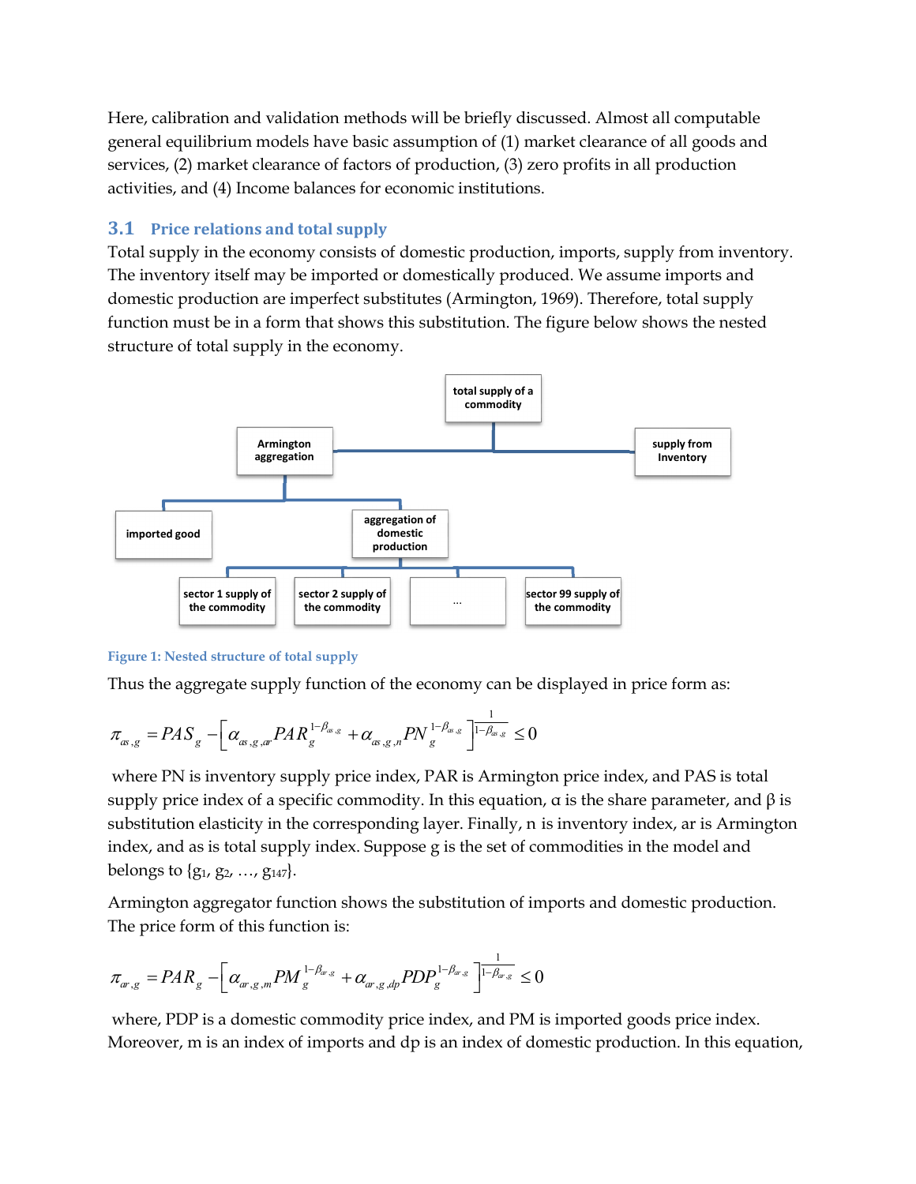Here, calibration and validation methods will be briefly discussed. Almost all computable general equilibrium models have basic assumption of (1) market clearance of all goods and services, (2) market clearance of factors of production, (3) zero profits in all production activities, and (4) Income balances for economic institutions.

## 3.1 Price relations and total supply

Total supply in the economy consists of domestic production, imports, supply from inventory. The inventory itself may be imported or domestically produced. We assume imports and domestic production are imperfect substitutes (Armington, 1969). Therefore, total supply function must be in a form that shows this substitution. The figure below shows the nested structure of total supply in the economy.

total supply of a commodity

Armington aggregation

supply from Inventory

imported good

aggregation of domestic production

sector 1 supply of the commodity

sector 2 supply of the commodity

...

sector 99 supply of the commodity

**Figure 1: Nested structure of total supply**

Thus the aggregate supply function of the economy can be displayed in price form as:

$$\pi_{as,g} = PAS_g - \left[ \alpha_{as,g,ar} PAR_g^{1-\beta_{as,g}} + \alpha_{as,g,n} PN_g^{1-\beta_{as,g}} \right]^{\frac{1}{1-\beta_{as,g}}} \leq 0$$

where PN is inventory supply price index, PAR is Armington price index, and PAS is total supply price index of a specific commodity. In this equation, α is the share parameter, and β is substitution elasticity in the corresponding layer. Finally, n is inventory index, ar is Armington index, and as is total supply index. Suppose g is the set of commodities in the model and belongs to $\{g_1, g_2, \ldots, g_{147}\}$.

Armington aggregator function shows the substitution of imports and domestic production. The price form of this function is:

$$\pi_{ar,g} = PAR_g - \left[ \alpha_{ar,g,m} PM_g^{1-\beta_{ar,g}} + \alpha_{ar,g,dp} PDP_g^{1-\beta_{ar,g}} \right]^{\frac{1}{1-\beta_{ar,g}}} \leq 0$$

where, PDP is a domestic commodity price index, and PM is imported goods price index. Moreover, m is an index of imports and dp is an index of domestic production. In this equation,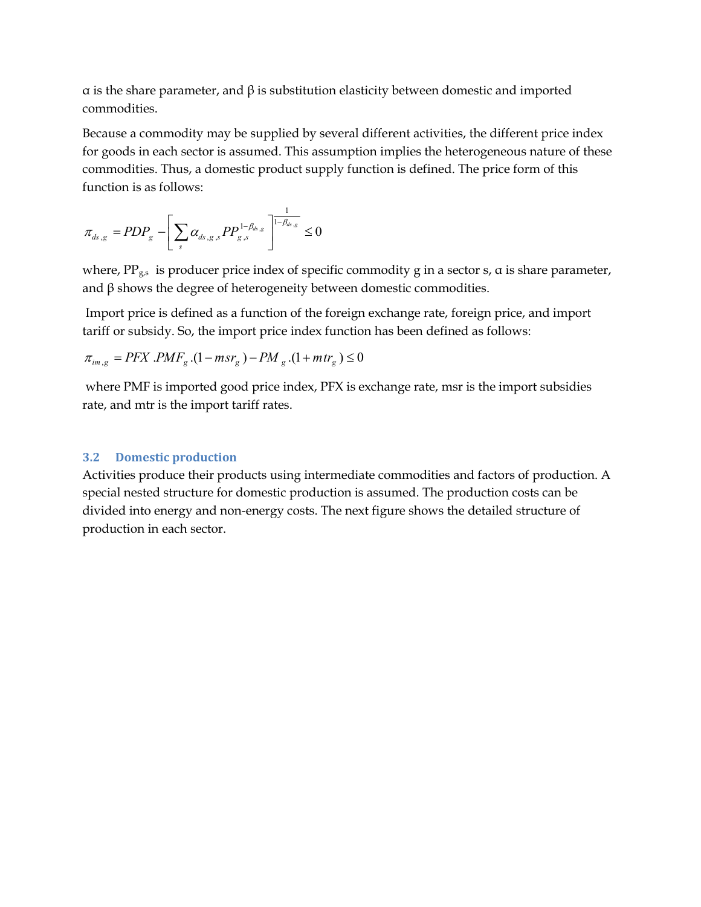α is the share parameter, and β is substitution elasticity between domestic and imported commodities.

Because a commodity may be supplied by several different activities, the different price index for goods in each sector is assumed. This assumption implies the heterogeneous nature of these commodities. Thus, a domestic product supply function is defined. The price form of this function is as follows:

$$\pi_{ds,g} = PDP_g - \left[ \sum_s \alpha_{ds,g,s} PP_{g,s}^{1-\beta_{ds,g}} \right]^{\frac{1}{1-\beta_{ds,g}}} \leq 0$$

where, $PP_{g,s}$ is producer price index of specific commodity g in a sector s, α is share parameter, and β shows the degree of heterogeneity between domestic commodities.

Import price is defined as a function of the foreign exchange rate, foreign price, and import tariff or subsidy. So, the import price index function has been defined as follows:

$$\pi_{im,g} = PFX \cdot PMF_g \cdot (1 - msr_g) - PM_g \cdot (1 + mtr_g) \leq 0$$

where PMF is imported good price index, PFX is exchange rate, msr is the import subsidies rate, and mtr is the import tariff rates.

### 3.2 Domestic production

Activities produce their products using intermediate commodities and factors of production. A special nested structure for domestic production is assumed. The production costs can be divided into energy and non-energy costs. The next figure shows the detailed structure of production in each sector.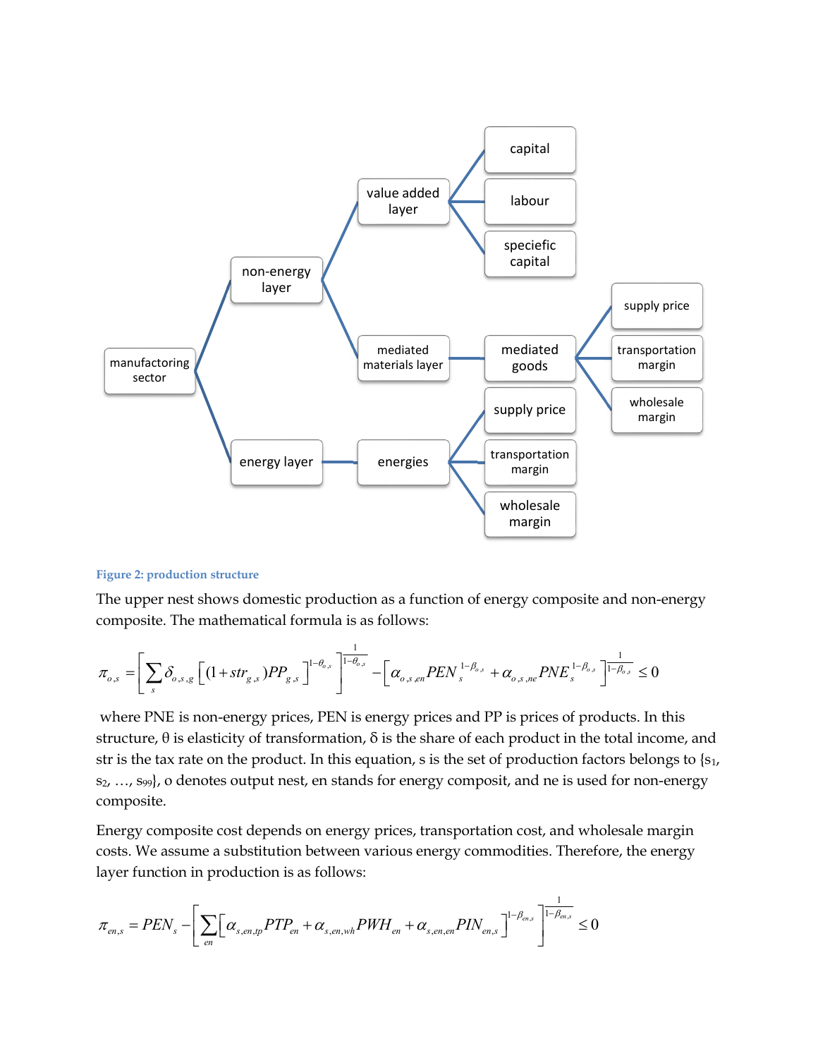Figure 2: production structure

The upper nest shows domestic production as a function of energy composite and non-energy composite. The mathematical formula is as follows:

$$\pi_{o,s} = \left[ \sum_{s} \delta_{o,s,g} \left[ (1+str_{g,s}) PP_{g,s} \right]^{1-\theta_{o,s}} \right]^{\frac{1}{1-\theta_{o,s}}} - \left[ \alpha_{o,s,en} PEN_s^{\,1-\beta_{o,s}} + \alpha_{o,s,ne} PNE_s^{\,1-\beta_{o,s}} \right]^{\frac{1}{1-\beta_{o,s}}} \leq 0$$

where PNE is non-energy prices, PEN is energy prices and PP is prices of products. In this structure, θ is elasticity of transformation, δ is the share of each product in the total income, and str is the tax rate on the product. In this equation, s is the set of production factors belongs to {$s_1$, $s_2$, …, $s_{99}$}, o denotes output nest, en stands for energy composit, and ne is used for non-energy composite.

Energy composite cost depends on energy prices, transportation cost, and wholesale margin costs. We assume a substitution between various energy commodities. Therefore, the energy layer function in production is as follows:

$$\pi_{en,s} = PEN_s - \left[ \sum_{en} \left[ \alpha_{s,en,tp} PTP_{en} + \alpha_{s,en,wh} PWH_{en} + \alpha_{s,en,en} PIN_{en,s} \right]^{1-\beta_{en,s}} \right]^{\frac{1}{1-\beta_{en,s}}} \leq 0$$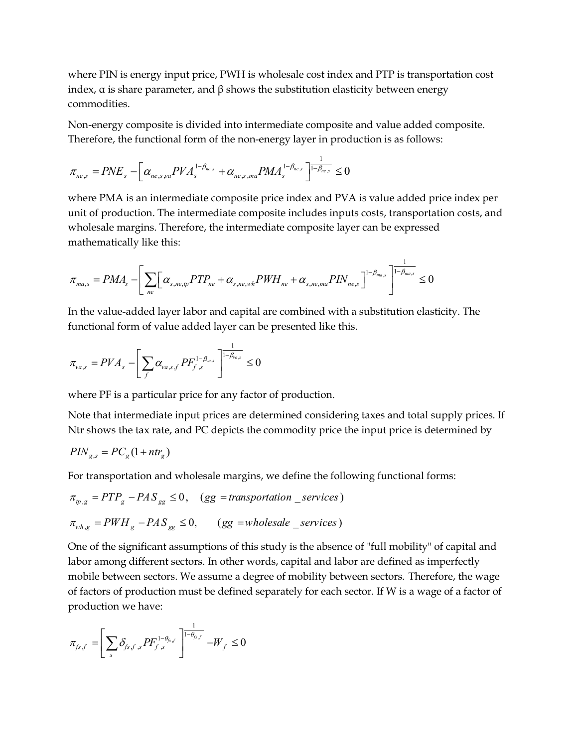where PIN is energy input price, PWH is wholesale cost index and PTP is transportation cost index, α is share parameter, and β shows the substitution elasticity between energy commodities.

Non-energy composite is divided into intermediate composite and value added composite. Therefore, the functional form of the non-energy layer in production is as follows:

$$\pi_{ne,s} = PNE_s - \left[ \alpha_{ne,s,va} PVA_s^{1-\beta_{ne,s}} + \alpha_{ne,s,ma} PMA_s^{1-\beta_{ne,s}} \right]^{\frac{1}{1-\beta_{ne,s}}} \leq 0$$

where PMA is an intermediate composite price index and PVA is value added price index per unit of production. The intermediate composite includes inputs costs, transportation costs, and wholesale margins. Therefore, the intermediate composite layer can be expressed mathematically like this:

$$\pi_{ma,s} = PMA_s - \left[ \sum_{ne} \left[ \alpha_{s,ne,tp} PTP_{ne} + \alpha_{s,ne,wh} PWH_{ne} + \alpha_{s,ne,ma} PIN_{ne,s} \right]^{1-\beta_{ma,s}} \right]^{\frac{1}{1-\beta_{ma,s}}} \leq 0$$

In the value-added layer labor and capital are combined with a substitution elasticity. The functional form of value added layer can be presented like this.

$$\pi_{va,s} = PVA_s - \left[ \sum_{f} \alpha_{va,s,f} PF_{f,s}^{1-\beta_{va,s}} \right]^{\frac{1}{1-\beta_{va,s}}} \leq 0$$

where PF is a particular price for any factor of production.

Note that intermediate input prices are determined considering taxes and total supply prices. If Ntr shows the tax rate, and PC depicts the commodity price the input price is determined by

$$PIN_{g,s} = PC_g (1 + ntr_g)$$

For transportation and wholesale margins, we define the following functional forms:

$$\pi_{tp,g} = PTP_g - PAS_{gg} \leq 0, \quad (gg = transportation\_services)$$

$$\pi_{wh,g} = PWH_g - PAS_{gg} \leq 0, \quad (gg = wholesale\_services)$$

One of the significant assumptions of this study is the absence of "full mobility" of capital and labor among different sectors. In other words, capital and labor are defined as imperfectly mobile between sectors. We assume a degree of mobility between sectors. Therefore, the wage of factors of production must be defined separately for each sector. If W is a wage of a factor of production we have:

$$\pi_{fs,f} = \left[ \sum_{s} \delta_{fs,f,s} PF_{f,s}^{1-\theta_{fs,f}} \right]^{\frac{1}{1-\theta_{fs,f}}} - W_f \leq 0$$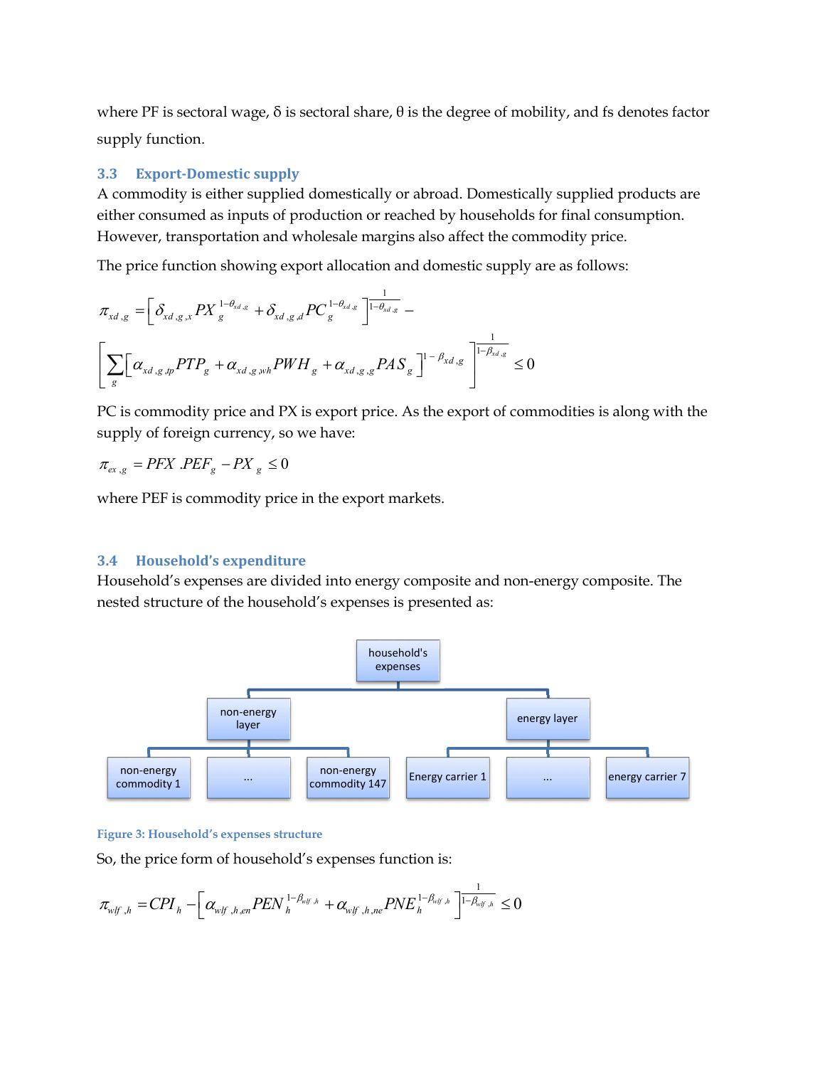where PF is sectoral wage, δ is sectoral share, θ is the degree of mobility, and fs denotes factor supply function.

### 3.3 Export-Domestic supply

A commodity is either supplied domestically or abroad. Domestically supplied products are either consumed as inputs of production or reached by households for final consumption. However, transportation and wholesale margins also affect the commodity price.

The price function showing export allocation and domestic supply are as follows:

$$\pi_{xd,g} = \left[ \delta_{xd,g,x} PX_g^{1-\theta_{xd,g}} + \delta_{xd,g,d} PC_g^{1-\theta_{xd,g}} \right]^{\frac{1}{1-\theta_{xd,g}}} -$$

$$\left[ \sum_g \left[ \alpha_{xd,g,tp} PTP_g + \alpha_{xd,g,wh} PWH_g + \alpha_{xd,g,g} PAS_g \right]^{1-\beta_{xd,g}} \right]^{\frac{1}{1-\beta_{xd,g}}} \leq 0$$

PC is commodity price and PX is export price. As the export of commodities is along with the supply of foreign currency, so we have:

$$\pi_{ex,g} = PFX \, . PEF_g - PX_g \leq 0$$

where PEF is commodity price in the export markets.

### 3.4 Household's expenditure

Household's expenses are divided into energy composite and non-energy composite. The nested structure of the household's expenses is presented as:

household's expenses

non-energy layer

energy layer

non-energy commodity 1

...

non-energy commodity 147

Energy carrier 1

...

energy carrier 7

**Figure 3: Household's expenses structure**

So, the price form of household's expenses function is:

$$\pi_{wlf,h} = CPI_h - \left[ \alpha_{wlf,h,en} PEN_h^{1-\beta_{wlf,h}} + \alpha_{wlf,h,ne} PNE_h^{1-\beta_{wlf,h}} \right]^{\frac{1}{1-\beta_{wlf,h}}} \leq 0$$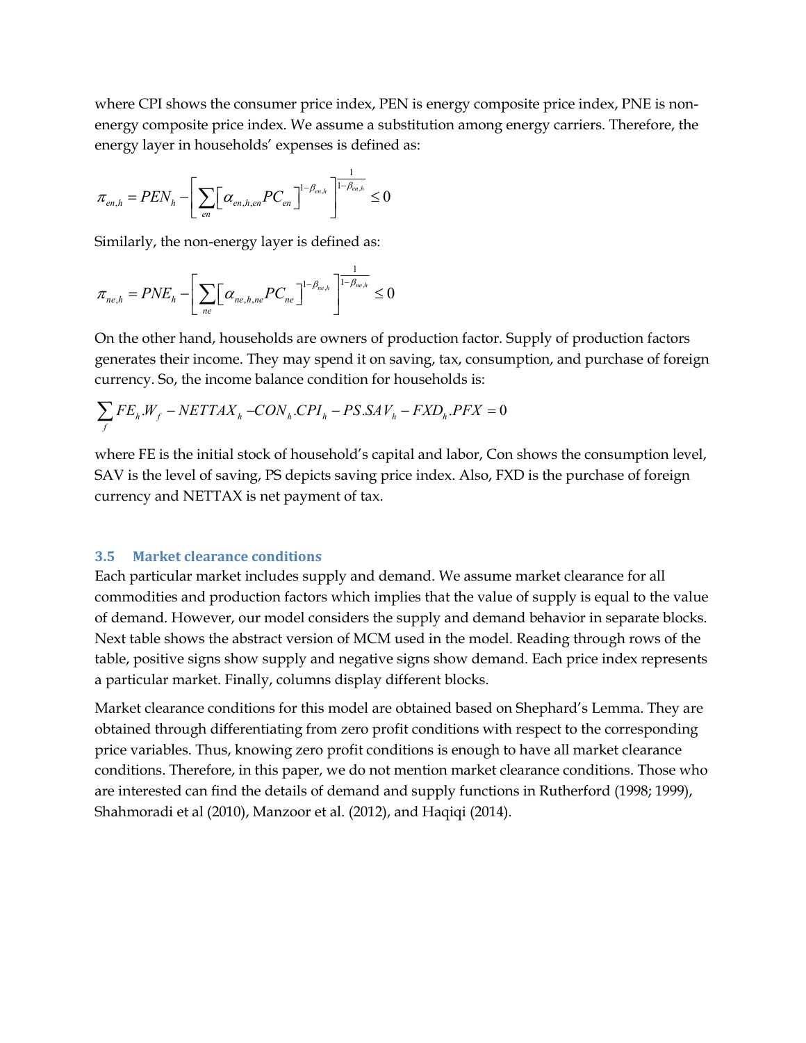where CPI shows the consumer price index, PEN is energy composite price index, PNE is non-energy composite price index. We assume a substitution among energy carriers. Therefore, the energy layer in households' expenses is defined as:

$$\pi_{en,h} = PEN_h - \left[ \sum_{en} \left[ \alpha_{en,h,en} PC_{en} \right]^{1-\beta_{en,h}} \right]^{\frac{1}{1-\beta_{en,h}}} \leq 0$$

Similarly, the non-energy layer is defined as:

$$\pi_{ne,h} = PNE_h - \left[ \sum_{ne} \left[ \alpha_{ne,h,ne} PC_{ne} \right]^{1-\beta_{ne,h}} \right]^{\frac{1}{1-\beta_{ne,h}}} \leq 0$$

On the other hand, households are owners of production factor. Supply of production factors generates their income. They may spend it on saving, tax, consumption, and purchase of foreign currency. So, the income balance condition for households is:

$$\sum_f FE_h.W_f - NETTAX_h - CON_h.CPI_h - PS.SAV_h - FXD_h.PFX = 0$$

where FE is the initial stock of household's capital and labor, Con shows the consumption level, SAV is the level of saving, PS depicts saving price index. Also, FXD is the purchase of foreign currency and NETTAX is net payment of tax.

### 3.5 Market clearance conditions

Each particular market includes supply and demand. We assume market clearance for all commodities and production factors which implies that the value of supply is equal to the value of demand. However, our model considers the supply and demand behavior in separate blocks. Next table shows the abstract version of MCM used in the model. Reading through rows of the table, positive signs show supply and negative signs show demand. Each price index represents a particular market. Finally, columns display different blocks.

Market clearance conditions for this model are obtained based on Shephard's Lemma. They are obtained through differentiating from zero profit conditions with respect to the corresponding price variables. Thus, knowing zero profit conditions is enough to have all market clearance conditions. Therefore, in this paper, we do not mention market clearance conditions. Those who are interested can find the details of demand and supply functions in Rutherford (1998; 1999), Shahmoradi et al (2010), Manzoor et al. (2012), and Haqiqi (2014).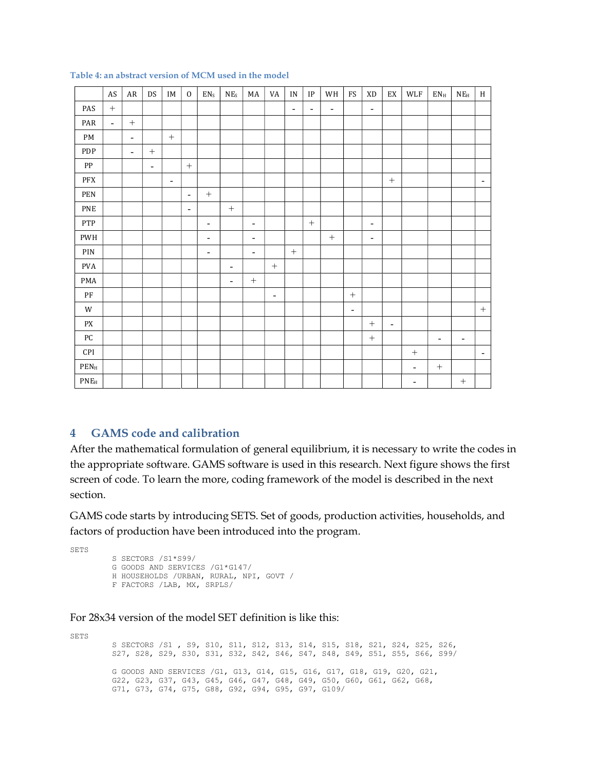**Table 4: an abstract version of MCM used in the model**

| | AS | AR | DS | IM | O | $EN_S$ | $NE_S$ | MA | VA | IN | IP | WH | FS | XD | EX | WLF | $EN_H$ | $NE_H$ | H |
|---|---|---|---|---|---|---|---|---|---|---|---|---|---|---|---|---|---|---|---|
| PAS | + | | | | | | | | | - | - | - | | - | | | | | |
| PAR | - | + | | | | | | | | | | | | | | | | | |
| PM | | - | | + | | | | | | | | | | | | | | | |
| PDP | | - | + | | | | | | | | | | | | | | | | |
| PP | | | - | | + | | | | | | | | | | | | | | |
| PFX | | | | - | | | | | | | | | | | + | | | | - |
| PEN | | | | | - | + | | | | | | | | | | | | | |
| PNE | | | | | - | | + | | | | | | | | | | | | |
| PTP | | | | | | - | | - | | | + | | | - | | | | | |
| PWH | | | | | | - | | - | | | | + | | - | | | | | |
| PIN | | | | | | - | | - | | + | | | | | | | | | |
| PVA | | | | | | | - | | + | | | | | | | | | | |
| PMA | | | | | | | - | + | | | | | | | | | | | |
| PF | | | | | | | | | - | | | | + | | | | | | |
| W | | | | | | | | | | | | | - | | | | | | + |
| PX | | | | | | | | | | | | | | + | - | | | | |
| PC | | | | | | | | | | | | | | + | | | - | - | |
| CPI | | | | | | | | | | | | | | | | + | | | - |
| $PEN_H$ | | | | | | | | | | | | | | | | - | + | | |
| $PNE_H$ | | | | | | | | | | | | | | | | - | | + | |

## 4 GAMS code and calibration

After the mathematical formulation of general equilibrium, it is necessary to write the codes in the appropriate software. GAMS software is used in this research. Next figure shows the first screen of code. To learn the more, coding framework of the model is described in the next section.

GAMS code starts by introducing SETS. Set of goods, production activities, households, and factors of production have been introduced into the program.

```
SETS
        S SECTORS /S1*S99/
        G GOODS AND SERVICES /G1*G147/
        H HOUSEHOLDS /URBAN, RURAL, NPI, GOVT /
        F FACTORS /LAB, MX, SRPLS/
```

For 28x34 version of the model SET definition is like this:

```
SETS
        S SECTORS /S1 , S9, S10, S11, S12, S13, S14, S15, S18, S21, S24, S25, S26,
        S27, S28, S29, S30, S31, S32, S42, S46, S47, S48, S49, S51, S55, S66, S99/

        G GOODS AND SERVICES /G1, G13, G14, G15, G16, G17, G18, G19, G20, G21,
        G22, G23, G37, G43, G45, G46, G47, G48, G49, G50, G60, G61, G62, G68,
        G71, G73, G74, G75, G88, G92, G94, G95, G97, G109/
```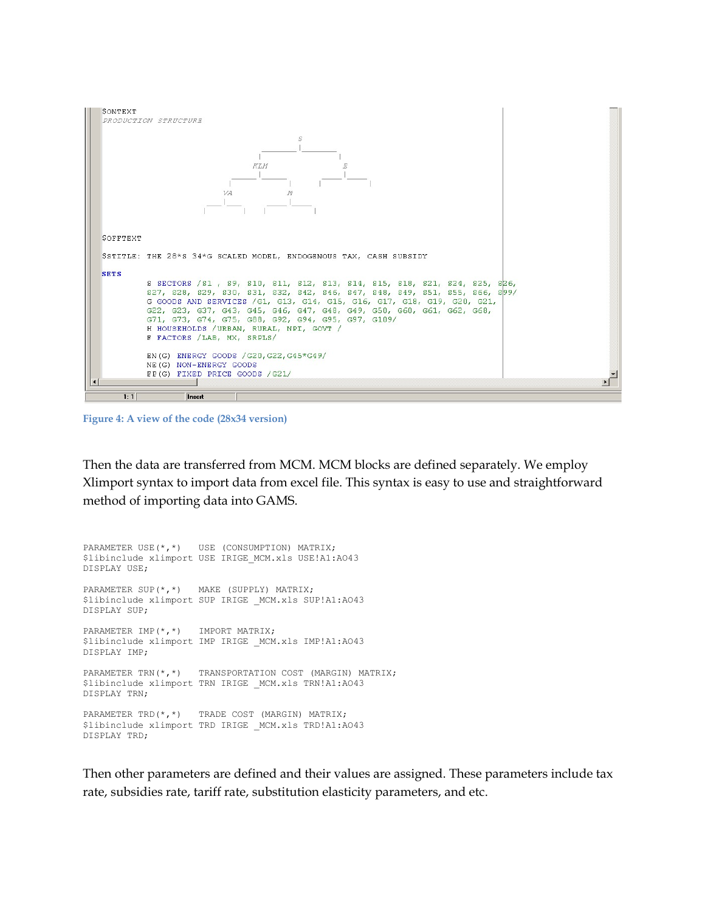```
$ONTEXT
PRODUCTION STRUCTURE

                              S
                      ________|________
                     |                 |
                    KLM                E
                ______|______      ____|____
               |             |    |         |
              VA             M
            ___|___      ____|____
           |       |    |         |

$OFFTEXT

$STITLE: THE 28*S 34*G SCALED MODEL, ENDOGENOUS TAX, CASH SUBSIDY

SETS
        S SECTORS /S1 , S9, S10, S11, S12, S13, S14, S15, S18, S21, S24, S25, S26,
        S27, S28, S29, S30, S31, S32, S42, S46, S47, S48, S49, S51, S55, S66, S99/
        G GOODS AND SERVICES /G1, G13, G14, G15, G16, G17, G18, G19, G20, G21,
        G22, G23, G37, G43, G45, G46, G47, G48, G49, G50, G60, G61, G62, G68,
        G71, G73, G74, G75, G88, G92, G94, G95, G97, G109/
        H HOUSEHOLDS /URBAN, RURAL, NPI, GOVT /
        F FACTORS /LAB, MX, SRPLS/

        EN(G) ENERGY GOODS /G20,G22,G45*G49/
        NE(G) NON-ENERGY GOODS
        FP(G) FIXED PRICE GOODS /G21/
```

**Figure 4: A view of the code (28x34 version)**

Then the data are transferred from MCM. MCM blocks are defined separately. We employ Xlimport syntax to import data from excel file. This syntax is easy to use and straightforward method of importing data into GAMS.

```
PARAMETER USE(*,*)   USE (CONSUMPTION) MATRIX;
$libinclude xlimport USE IRIGE_MCM.xls USE!A1:AO43
DISPLAY USE;

PARAMETER SUP(*,*)   MAKE (SUPPLY) MATRIX;
$libinclude xlimport SUP IRIGE _MCM.xls SUP!A1:AO43
DISPLAY SUP;

PARAMETER IMP(*,*)   IMPORT MATRIX;
$libinclude xlimport IMP IRIGE _MCM.xls IMP!A1:AO43
DISPLAY IMP;

PARAMETER TRN(*,*)   TRANSPORTATION COST (MARGIN) MATRIX;
$libinclude xlimport TRN IRIGE _MCM.xls TRN!A1:AO43
DISPLAY TRN;

PARAMETER TRD(*,*)   TRADE COST (MARGIN) MATRIX;
$libinclude xlimport TRD IRIGE _MCM.xls TRD!A1:AO43
DISPLAY TRD;
```

Then other parameters are defined and their values are assigned. These parameters include tax rate, subsidies rate, tariff rate, substitution elasticity parameters, and etc.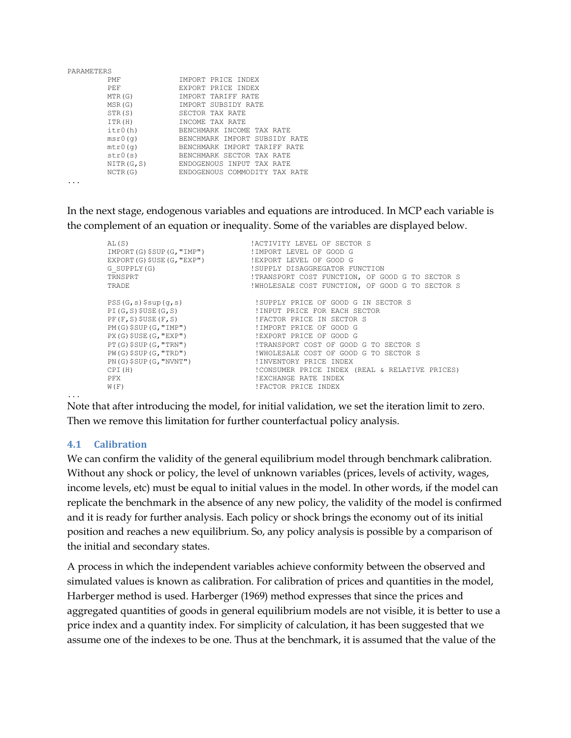```
PARAMETERS
        PMF             IMPORT PRICE INDEX
        PEF             EXPORT PRICE INDEX
        MTR(G)          IMPORT TARIFF RATE
        MSR(G)          IMPORT SUBSIDY RATE
        STR(S)          SECTOR TAX RATE
        ITR(H)          INCOME TAX RATE
        itr0(h)         BENCHMARK INCOME TAX RATE
        msr0(g)         BENCHMARK IMPORT SUBSIDY RATE
        mtr0(g)         BENCHMARK IMPORT TARIFF RATE
        str0(s)         BENCHMARK SECTOR TAX RATE
        NITR(G,S)       ENDOGENOUS INPUT TAX RATE
        NCTR(G)         ENDOGENOUS COMMODITY TAX RATE
...
```

In the next stage, endogenous variables and equations are introduced. In MCP each variable is the complement of an equation or inequality. Some of the variables are displayed below.

```
        AL(S)                          !ACTIVITY LEVEL OF SECTOR S
        IMPORT(G)$SUP(G,"IMP")         !IMPORT LEVEL OF GOOD G
        EXPORT(G)$USE(G,"EXP")         !EXPORT LEVEL OF GOOD G
        G_SUPPLY(G)                    !SUPPLY DISAGGREGATOR FUNCTION
        TRNSPRT                        !TRANSPORT COST FUNCTION, OF GOOD G TO SECTOR S
        TRADE                          !WHOLESALE COST FUNCTION, OF GOOD G TO SECTOR S

        PSS(G,s)$sup(g,s)               !SUPPLY PRICE OF GOOD G IN SECTOR S
        PI(G,S)$USE(G,S)                !INPUT PRICE FOR EACH SECTOR
        PF(F,S)$USE(F,S)                !FACTOR PRICE IN SECTOR S
        PM(G)$SUP(G,"IMP")              !IMPORT PRICE OF GOOD G
        PX(G)$USE(G,"EXP")              !EXPORT PRICE OF GOOD G
        PT(G)$SUP(G,"TRN")              !TRANSPORT COST OF GOOD G TO SECTOR S
        PW(G)$SUP(G,"TRD")              !WHOLESALE COST OF GOOD G TO SECTOR S
        PN(G)$SUP(G,"NVNT")             !INVENTORY PRICE INDEX
        CPI(H)                          !CONSUMER PRICE INDEX (REAL & RELATIVE PRICES)
        PFX                             !EXCHANGE RATE INDEX
        W(F)                            !FACTOR PRICE INDEX
...
```

Note that after introducing the model, for initial validation, we set the iteration limit to zero. Then we remove this limitation for further counterfactual policy analysis.

### 4.1 Calibration

We can confirm the validity of the general equilibrium model through benchmark calibration. Without any shock or policy, the level of unknown variables (prices, levels of activity, wages, income levels, etc) must be equal to initial values in the model. In other words, if the model can replicate the benchmark in the absence of any new policy, the validity of the model is confirmed and it is ready for further analysis. Each policy or shock brings the economy out of its initial position and reaches a new equilibrium. So, any policy analysis is possible by a comparison of the initial and secondary states.

A process in which the independent variables achieve conformity between the observed and simulated values is known as calibration. For calibration of prices and quantities in the model, Harberger method is used. Harberger (1969) method expresses that since the prices and aggregated quantities of goods in general equilibrium models are not visible, it is better to use a price index and a quantity index. For simplicity of calculation, it has been suggested that we assume one of the indexes to be one. Thus at the benchmark, it is assumed that the value of the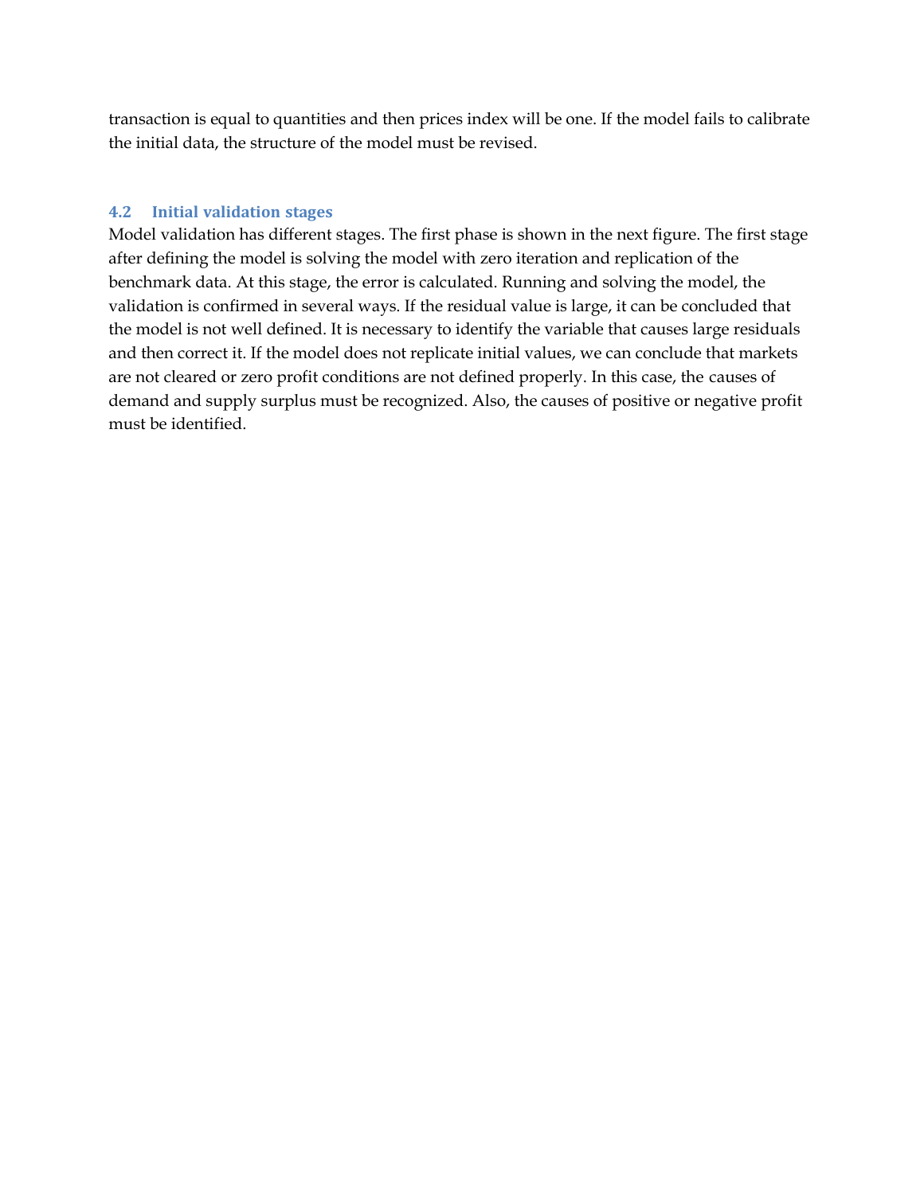transaction is equal to quantities and then prices index will be one. If the model fails to calibrate the initial data, the structure of the model must be revised.

## 4.2 Initial validation stages

Model validation has different stages. The first phase is shown in the next figure. The first stage after defining the model is solving the model with zero iteration and replication of the benchmark data. At this stage, the error is calculated. Running and solving the model, the validation is confirmed in several ways. If the residual value is large, it can be concluded that the model is not well defined. It is necessary to identify the variable that causes large residuals and then correct it. If the model does not replicate initial values, we can conclude that markets are not cleared or zero profit conditions are not defined properly. In this case, the causes of demand and supply surplus must be recognized. Also, the causes of positive or negative profit must be identified.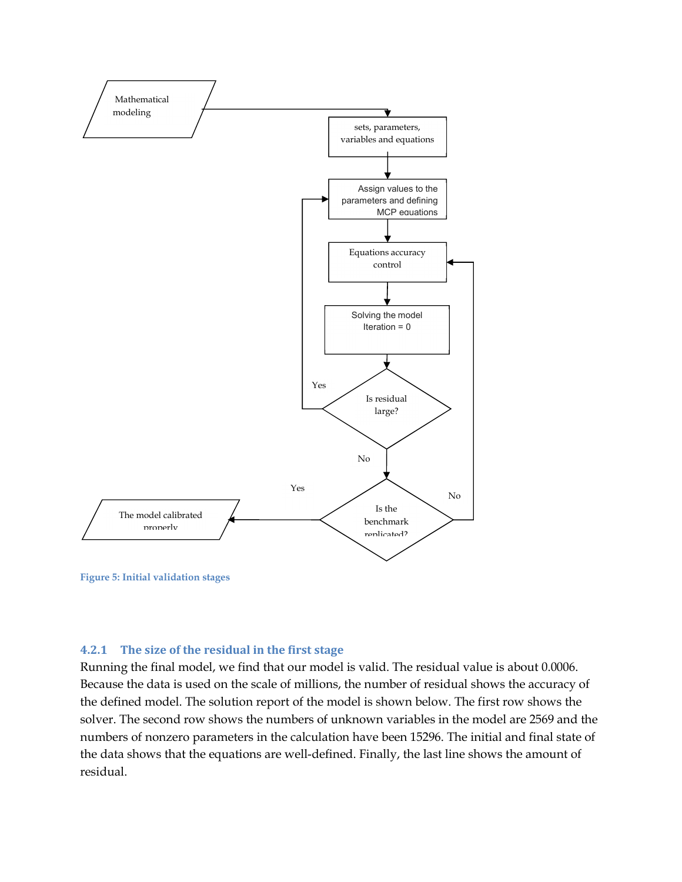Mathematical modeling

sets, parameters, variables and equations

Assign values to the parameters and defining MCP equations

Equations accuracy control

Solving the model Iteration = 0

Is residual large?

Yes

No

Is the benchmark replicated?

Yes

No

The model calibrated properly

Figure 5: Initial validation stages

### 4.2.1 The size of the residual in the first stage

Running the final model, we find that our model is valid. The residual value is about 0.0006. Because the data is used on the scale of millions, the number of residual shows the accuracy of the defined model. The solution report of the model is shown below. The first row shows the solver. The second row shows the numbers of unknown variables in the model are 2569 and the numbers of nonzero parameters in the calculation have been 15296. The initial and final state of the data shows that the equations are well-defined. Finally, the last line shows the amount of residual.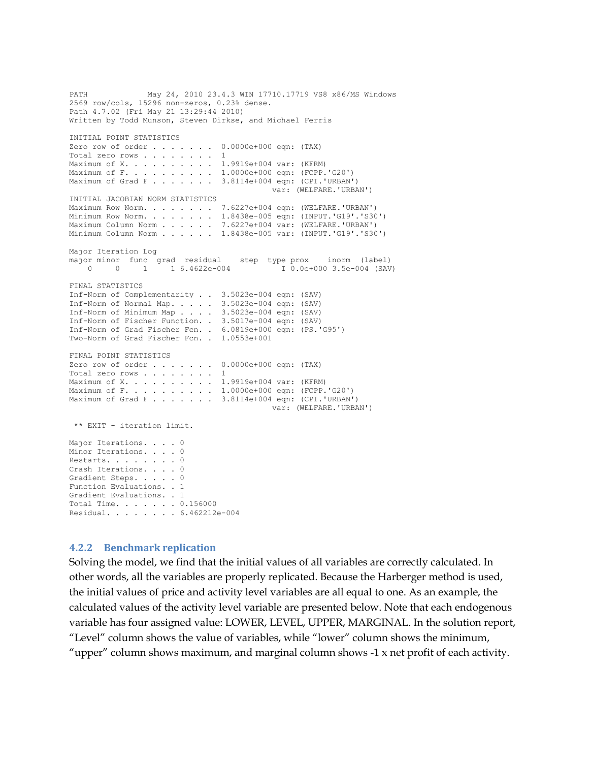```
PATH              May 24, 2010 23.4.3 WIN 17710.17719 VS8 x86/MS Windows
2569 row/cols, 15296 non-zeros, 0.23% dense.
Path 4.7.02 (Fri May 21 13:29:44 2010)
Written by Todd Munson, Steven Dirkse, and Michael Ferris

INITIAL POINT STATISTICS
Zero row of order . . . . . . .  0.0000e+000 eqn: (TAX)
Total zero rows . . . . . . . .  1
Maximum of X. . . . . . . . . .  1.9919e+004 var: (KFRM)
Maximum of F. . . . . . . . . .  1.0000e+000 eqn: (FCPP.'G20')
Maximum of Grad F . . . . . . .  3.8114e+004 eqn: (CPI.'URBAN')
                                              var: (WELFARE.'URBAN')
INITIAL JACOBIAN NORM STATISTICS
Maximum Row Norm. . . . . . . .  7.6227e+004 eqn: (WELFARE.'URBAN')
Minimum Row Norm. . . . . . . .  1.8438e-005 eqn: (INPUT.'G19'.'S30')
Maximum Column Norm . . . . . .  7.6227e+004 var: (WELFARE.'URBAN')
Minimum Column Norm . . . . . .  1.8438e-005 var: (INPUT.'G19'.'S30')

Major Iteration Log
major minor  func  grad  residual    step  type prox    inorm  (label)
    0     0     1     1 6.4622e-004           I 0.0e+000 3.5e-004 (SAV)

FINAL STATISTICS
Inf-Norm of Complementarity . .  3.5023e-004 eqn: (SAV)
Inf-Norm of Normal Map. . . . .  3.5023e-004 eqn: (SAV)
Inf-Norm of Minimum Map . . . .  3.5023e-004 eqn: (SAV)
Inf-Norm of Fischer Function. .  3.5017e-004 eqn: (SAV)
Inf-Norm of Grad Fischer Fcn. .  6.0819e+000 eqn: (PS.'G95')
Two-Norm of Grad Fischer Fcn. .  1.0553e+001

FINAL POINT STATISTICS
Zero row of order . . . . . . .  0.0000e+000 eqn: (TAX)
Total zero rows . . . . . . . .  1
Maximum of X. . . . . . . . . .  1.9919e+004 var: (KFRM)
Maximum of F. . . . . . . . . .  1.0000e+000 eqn: (FCPP.'G20')
Maximum of Grad F . . . . . . .  3.8114e+004 eqn: (CPI.'URBAN')
                                              var: (WELFARE.'URBAN')

 ** EXIT - iteration limit.

Major Iterations. . . . 0
Minor Iterations. . . . 0
Restarts. . . . . . . . 0
Crash Iterations. . . . 0
Gradient Steps. . . . . 0
Function Evaluations. . 1
Gradient Evaluations. . 1
Total Time. . . . . . . 0.156000
Residual. . . . . . . . 6.462212e-004
```

### 4.2.2 Benchmark replication

Solving the model, we find that the initial values of all variables are correctly calculated. In other words, all the variables are properly replicated. Because the Harberger method is used, the initial values of price and activity level variables are all equal to one. As an example, the calculated values of the activity level variable are presented below. Note that each endogenous variable has four assigned value: LOWER, LEVEL, UPPER, MARGINAL. In the solution report, "Level" column shows the value of variables, while "lower" column shows the minimum, "upper" column shows maximum, and marginal column shows -1 x net profit of each activity.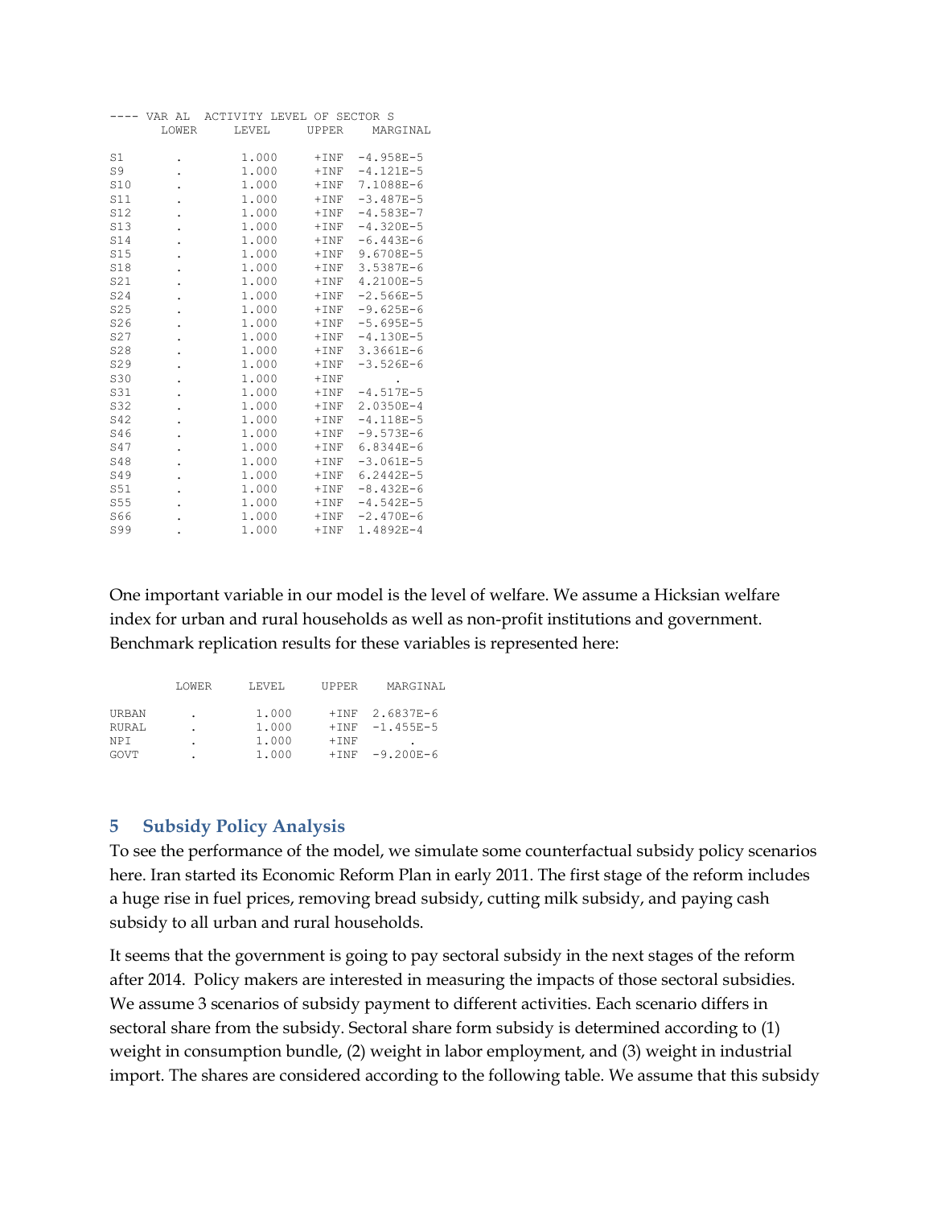```
----  VAR AL  ACTIVITY LEVEL OF SECTOR S
        LOWER     LEVEL     UPPER    MARGINAL

S1        .        1.000     +INF  -4.958E-5
S9        .        1.000     +INF  -4.121E-5
S10       .        1.000     +INF  7.1088E-6
S11       .        1.000     +INF  -3.487E-5
S12       .        1.000     +INF  -4.583E-7
S13       .        1.000     +INF  -4.320E-5
S14       .        1.000     +INF  -6.443E-6
S15       .        1.000     +INF  9.6708E-5
S18       .        1.000     +INF  3.5387E-6
S21       .        1.000     +INF  4.2100E-5
S24       .        1.000     +INF  -2.566E-5
S25       .        1.000     +INF  -9.625E-6
S26       .        1.000     +INF  -5.695E-5
S27       .        1.000     +INF  -4.130E-5
S28       .        1.000     +INF  3.3661E-6
S29       .        1.000     +INF  -3.526E-6
S30       .        1.000     +INF       .
S31       .        1.000     +INF  -4.517E-5
S32       .        1.000     +INF  2.0350E-4
S42       .        1.000     +INF  -4.118E-5
S46       .        1.000     +INF  -9.573E-6
S47       .        1.000     +INF  6.8344E-6
S48       .        1.000     +INF  -3.061E-5
S49       .        1.000     +INF  6.2442E-5
S51       .        1.000     +INF  -8.432E-6
S55       .        1.000     +INF  -4.542E-5
S66       .        1.000     +INF  -2.470E-6
S99       .        1.000     +INF  1.4892E-4
```

One important variable in our model is the level of welfare. We assume a Hicksian welfare index for urban and rural households as well as non-profit institutions and government. Benchmark replication results for these variables is represented here:

```
          LOWER     LEVEL     UPPER    MARGINAL

URBAN       .        1.000     +INF  2.6837E-6
RURAL       .        1.000     +INF  -1.455E-5
NPI         .        1.000     +INF       .
GOVT        .        1.000     +INF  -9.200E-6
```

## 5 Subsidy Policy Analysis

To see the performance of the model, we simulate some counterfactual subsidy policy scenarios here. Iran started its Economic Reform Plan in early 2011. The first stage of the reform includes a huge rise in fuel prices, removing bread subsidy, cutting milk subsidy, and paying cash subsidy to all urban and rural households.

It seems that the government is going to pay sectoral subsidy in the next stages of the reform after 2014. Policy makers are interested in measuring the impacts of those sectoral subsidies. We assume 3 scenarios of subsidy payment to different activities. Each scenario differs in sectoral share from the subsidy. Sectoral share form subsidy is determined according to (1) weight in consumption bundle, (2) weight in labor employment, and (3) weight in industrial import. The shares are considered according to the following table. We assume that this subsidy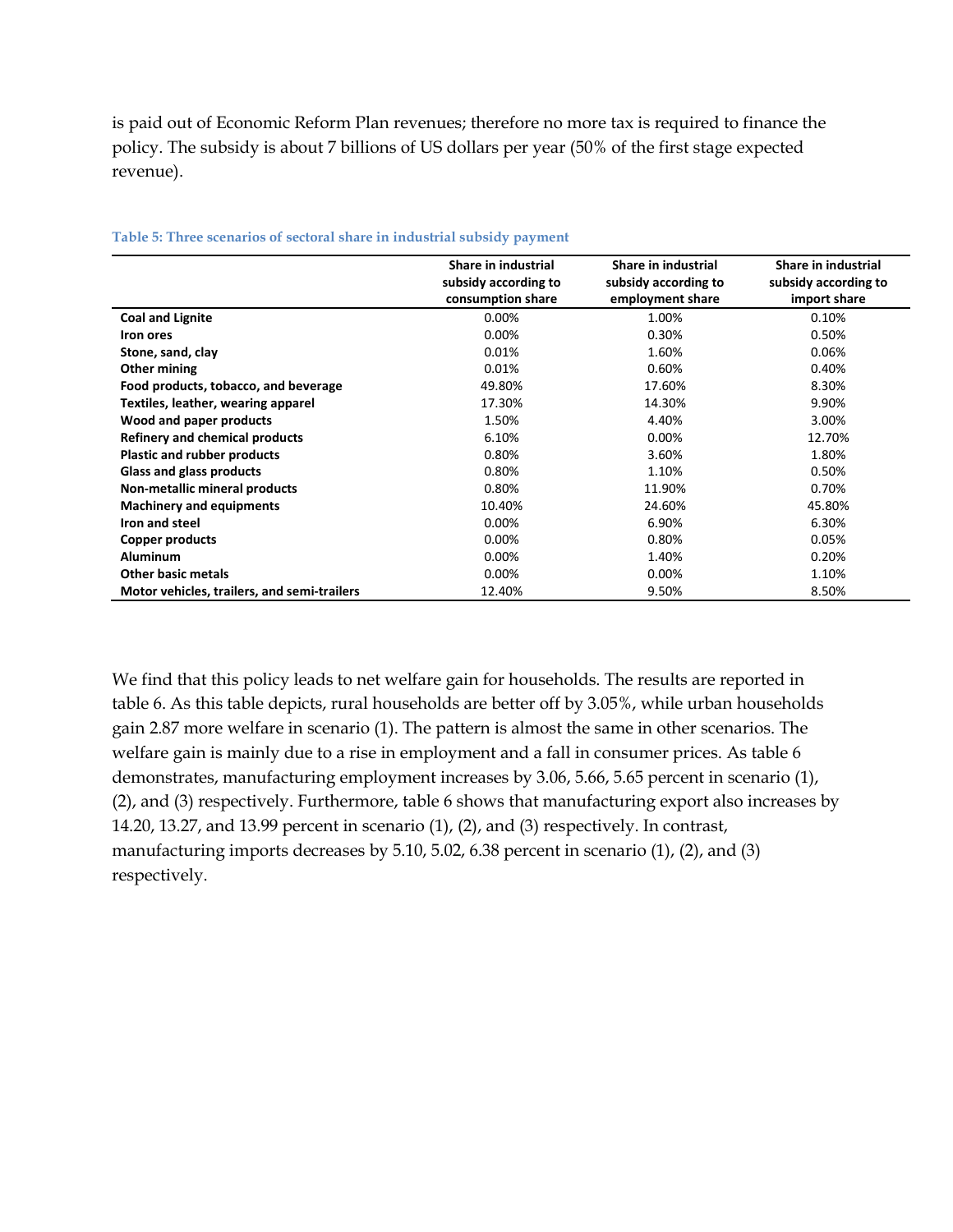is paid out of Economic Reform Plan revenues; therefore no more tax is required to finance the policy. The subsidy is about 7 billions of US dollars per year (50% of the first stage expected revenue).

**Table 5: Three scenarios of sectoral share in industrial subsidy payment**

| | Share in industrial subsidy according to consumption share | Share in industrial subsidy according to employment share | Share in industrial subsidy according to import share |
|---|---|---|---|
| **Coal and Lignite** | 0.00% | 1.00% | 0.10% |
| **Iron ores** | 0.00% | 0.30% | 0.50% |
| **Stone, sand, clay** | 0.01% | 1.60% | 0.06% |
| **Other mining** | 0.01% | 0.60% | 0.40% |
| **Food products, tobacco, and beverage** | 49.80% | 17.60% | 8.30% |
| **Textiles, leather, wearing apparel** | 17.30% | 14.30% | 9.90% |
| **Wood and paper products** | 1.50% | 4.40% | 3.00% |
| **Refinery and chemical products** | 6.10% | 0.00% | 12.70% |
| **Plastic and rubber products** | 0.80% | 3.60% | 1.80% |
| **Glass and glass products** | 0.80% | 1.10% | 0.50% |
| **Non-metallic mineral products** | 0.80% | 11.90% | 0.70% |
| **Machinery and equipments** | 10.40% | 24.60% | 45.80% |
| **Iron and steel** | 0.00% | 6.90% | 6.30% |
| **Copper products** | 0.00% | 0.80% | 0.05% |
| **Aluminum** | 0.00% | 1.40% | 0.20% |
| **Other basic metals** | 0.00% | 0.00% | 1.10% |
| **Motor vehicles, trailers, and semi-trailers** | 12.40% | 9.50% | 8.50% |

We find that this policy leads to net welfare gain for households. The results are reported in table 6. As this table depicts, rural households are better off by 3.05%, while urban households gain 2.87 more welfare in scenario (1). The pattern is almost the same in other scenarios. The welfare gain is mainly due to a rise in employment and a fall in consumer prices. As table 6 demonstrates, manufacturing employment increases by 3.06, 5.66, 5.65 percent in scenario (1), (2), and (3) respectively. Furthermore, table 6 shows that manufacturing export also increases by 14.20, 13.27, and 13.99 percent in scenario (1), (2), and (3) respectively. In contrast, manufacturing imports decreases by 5.10, 5.02, 6.38 percent in scenario (1), (2), and (3) respectively.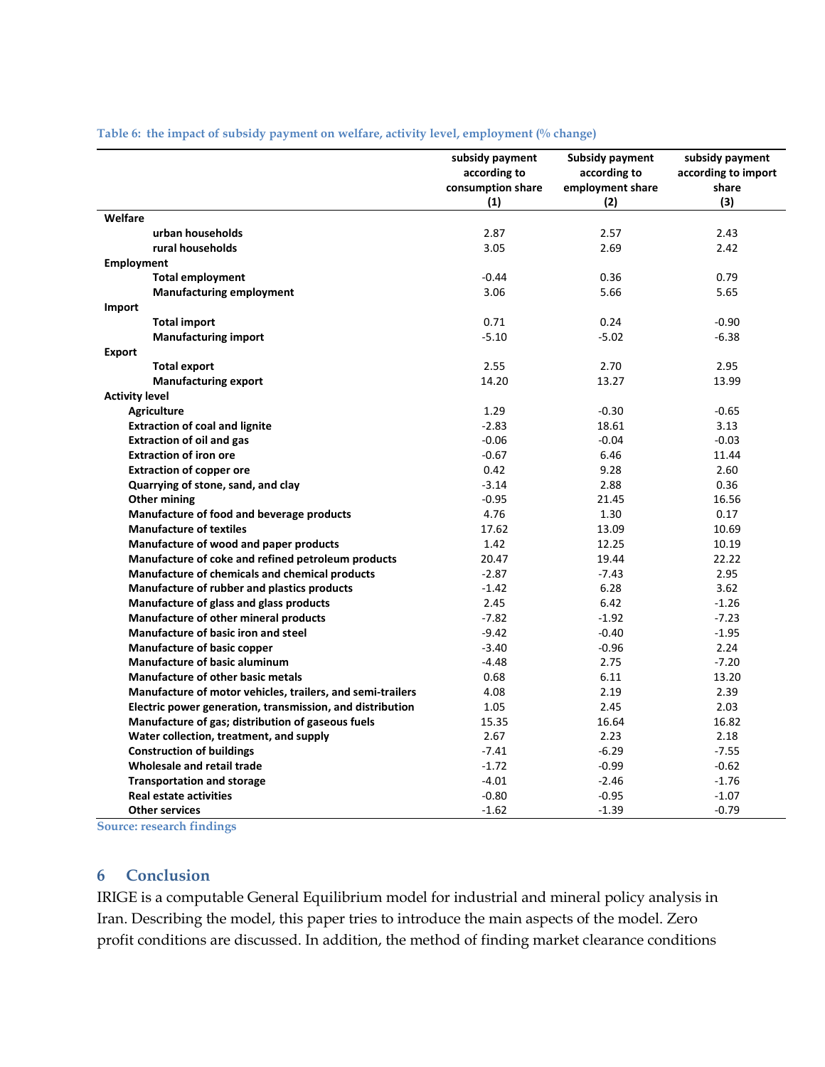Table 6: the impact of subsidy payment on welfare, activity level, employment (% change)

| | subsidy payment according to consumption share (1) | Subsidy payment according to employment share (2) | subsidy payment according to import share (3) |
|---|---|---|---|
| **Welfare** | | | |
| urban households | 2.87 | 2.57 | 2.43 |
| rural households | 3.05 | 2.69 | 2.42 |
| **Employment** | | | |
| Total employment | -0.44 | 0.36 | 0.79 |
| Manufacturing employment | 3.06 | 5.66 | 5.65 |
| **Import** | | | |
| Total import | 0.71 | 0.24 | -0.90 |
| Manufacturing import | -5.10 | -5.02 | -6.38 |
| **Export** | | | |
| Total export | 2.55 | 2.70 | 2.95 |
| Manufacturing export | 14.20 | 13.27 | 13.99 |
| **Activity level** | | | |
| Agriculture | 1.29 | -0.30 | -0.65 |
| Extraction of coal and lignite | -2.83 | 18.61 | 3.13 |
| Extraction of oil and gas | -0.06 | -0.04 | -0.03 |
| Extraction of iron ore | -0.67 | 6.46 | 11.44 |
| Extraction of copper ore | 0.42 | 9.28 | 2.60 |
| Quarrying of stone, sand, and clay | -3.14 | 2.88 | 0.36 |
| Other mining | -0.95 | 21.45 | 16.56 |
| Manufacture of food and beverage products | 4.76 | 1.30 | 0.17 |
| Manufacture of textiles | 17.62 | 13.09 | 10.69 |
| Manufacture of wood and paper products | 1.42 | 12.25 | 10.19 |
| Manufacture of coke and refined petroleum products | 20.47 | 19.44 | 22.22 |
| Manufacture of chemicals and chemical products | -2.87 | -7.43 | 2.95 |
| Manufacture of rubber and plastics products | -1.42 | 6.28 | 3.62 |
| Manufacture of glass and glass products | 2.45 | 6.42 | -1.26 |
| Manufacture of other mineral products | -7.82 | -1.92 | -7.23 |
| Manufacture of basic iron and steel | -9.42 | -0.40 | -1.95 |
| Manufacture of basic copper | -3.40 | -0.96 | 2.24 |
| Manufacture of basic aluminum | -4.48 | 2.75 | -7.20 |
| Manufacture of other basic metals | 0.68 | 6.11 | 13.20 |
| Manufacture of motor vehicles, trailers, and semi-trailers | 4.08 | 2.19 | 2.39 |
| Electric power generation, transmission, and distribution | 1.05 | 2.45 | 2.03 |
| Manufacture of gas; distribution of gaseous fuels | 15.35 | 16.64 | 16.82 |
| Water collection, treatment, and supply | 2.67 | 2.23 | 2.18 |
| Construction of buildings | -7.41 | -6.29 | -7.55 |
| Wholesale and retail trade | -1.72 | -0.99 | -0.62 |
| Transportation and storage | -4.01 | -2.46 | -1.76 |
| Real estate activities | -0.80 | -0.95 | -1.07 |
| Other services | -1.62 | -1.39 | -0.79 |

Source: research findings

## 6 Conclusion

IRIGE is a computable General Equilibrium model for industrial and mineral policy analysis in Iran. Describing the model, this paper tries to introduce the main aspects of the model. Zero profit conditions are discussed. In addition, the method of finding market clearance conditions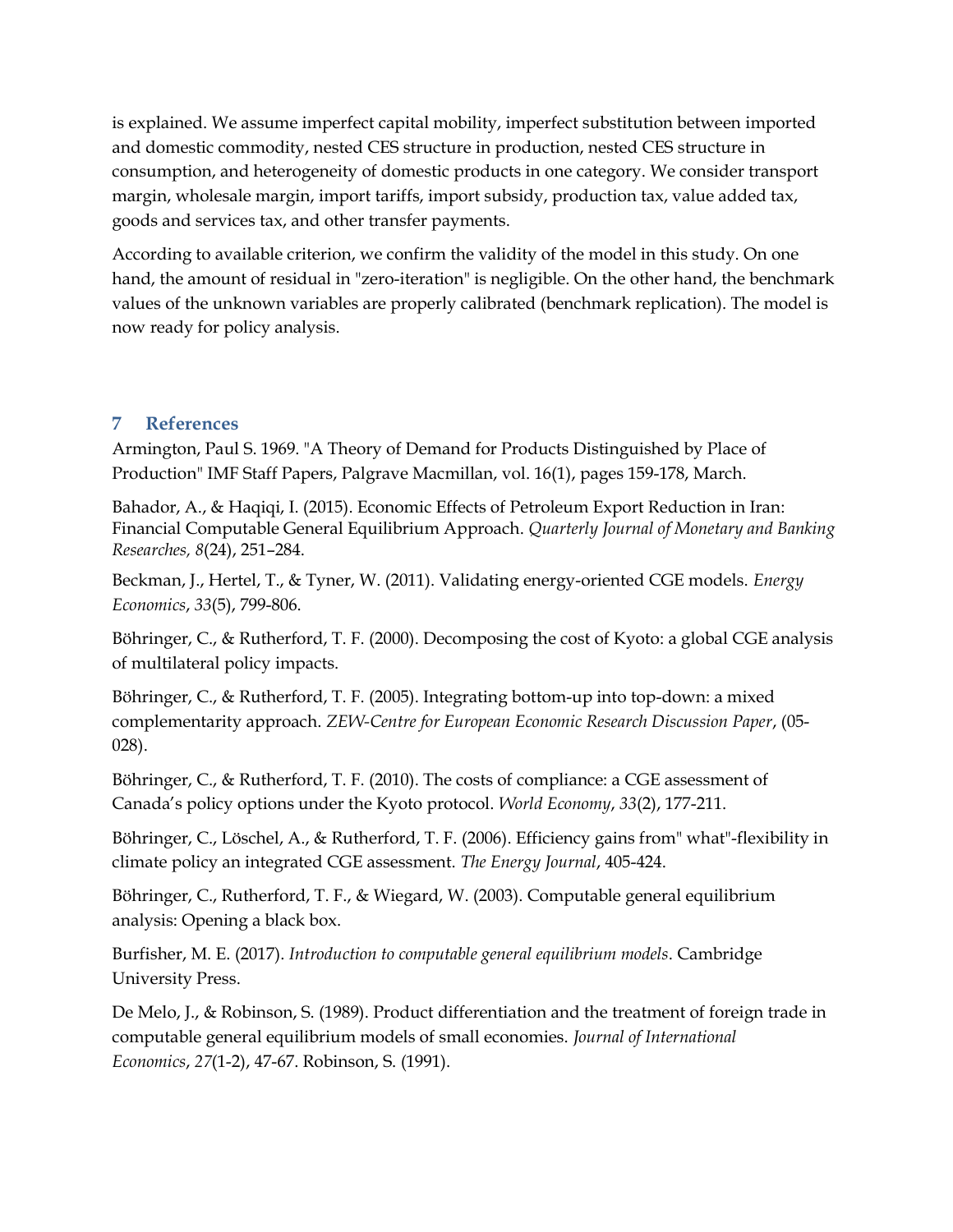is explained. We assume imperfect capital mobility, imperfect substitution between imported and domestic commodity, nested CES structure in production, nested CES structure in consumption, and heterogeneity of domestic products in one category. We consider transport margin, wholesale margin, import tariffs, import subsidy, production tax, value added tax, goods and services tax, and other transfer payments.

According to available criterion, we confirm the validity of the model in this study. On one hand, the amount of residual in "zero-iteration" is negligible. On the other hand, the benchmark values of the unknown variables are properly calibrated (benchmark replication). The model is now ready for policy analysis.

## 7 References

Armington, Paul S. 1969. "A Theory of Demand for Products Distinguished by Place of Production" IMF Staff Papers, Palgrave Macmillan, vol. 16(1), pages 159-178, March.

Bahador, A., & Haqiqi, I. (2015). Economic Effects of Petroleum Export Reduction in Iran: Financial Computable General Equilibrium Approach. *Quarterly Journal of Monetary and Banking Researches, 8*(24), 251–284.

Beckman, J., Hertel, T., & Tyner, W. (2011). Validating energy-oriented CGE models. *Energy Economics*, *33*(5), 799-806.

Böhringer, C., & Rutherford, T. F. (2000). Decomposing the cost of Kyoto: a global CGE analysis of multilateral policy impacts.

Böhringer, C., & Rutherford, T. F. (2005). Integrating bottom-up into top-down: a mixed complementarity approach. *ZEW-Centre for European Economic Research Discussion Paper*, (05-028).

Böhringer, C., & Rutherford, T. F. (2010). The costs of compliance: a CGE assessment of Canada's policy options under the Kyoto protocol. *World Economy*, *33*(2), 177-211.

Böhringer, C., Löschel, A., & Rutherford, T. F. (2006). Efficiency gains from" what"-flexibility in climate policy an integrated CGE assessment. *The Energy Journal*, 405-424.

Böhringer, C., Rutherford, T. F., & Wiegard, W. (2003). Computable general equilibrium analysis: Opening a black box.

Burfisher, M. E. (2017). *Introduction to computable general equilibrium models*. Cambridge University Press.

De Melo, J., & Robinson, S. (1989). Product differentiation and the treatment of foreign trade in computable general equilibrium models of small economies. *Journal of International Economics*, *27*(1-2), 47-67. Robinson, S. (1991).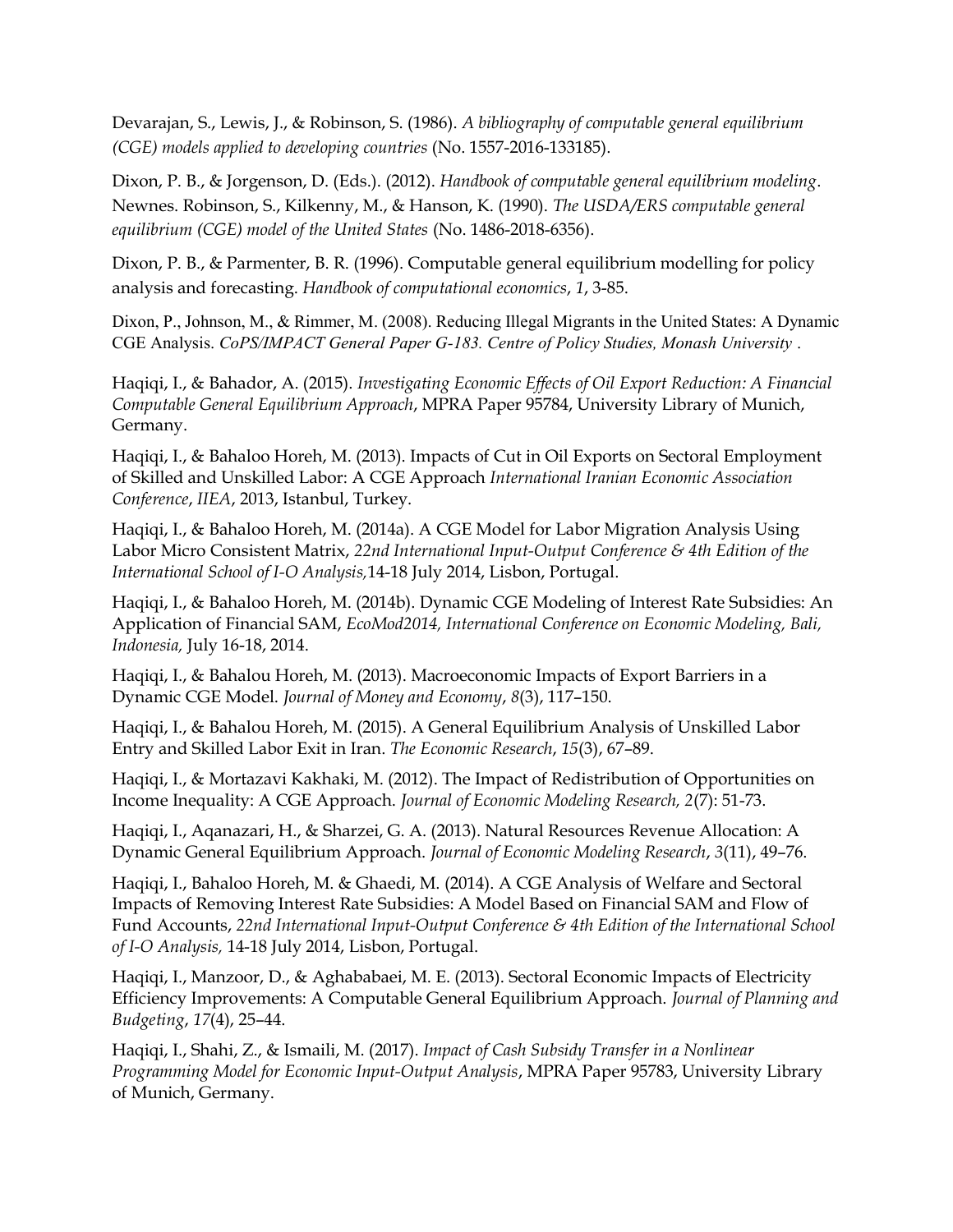Devarajan, S., Lewis, J., & Robinson, S. (1986). *A bibliography of computable general equilibrium (CGE) models applied to developing countries* (No. 1557-2016-133185).

Dixon, P. B., & Jorgenson, D. (Eds.). (2012). *Handbook of computable general equilibrium modeling*. Newnes. Robinson, S., Kilkenny, M., & Hanson, K. (1990). *The USDA/ERS computable general equilibrium (CGE) model of the United States* (No. 1486-2018-6356).

Dixon, P. B., & Parmenter, B. R. (1996). Computable general equilibrium modelling for policy analysis and forecasting. *Handbook of computational economics*, *1*, 3-85.

Dixon, P., Johnson, M., & Rimmer, M. (2008). Reducing Illegal Migrants in the United States: A Dynamic CGE Analysis. *CoPS/IMPACT General Paper G-183. Centre of Policy Studies, Monash University* .

Haqiqi, I., & Bahador, A. (2015). *Investigating Economic Effects of Oil Export Reduction: A Financial Computable General Equilibrium Approach*, MPRA Paper 95784, University Library of Munich, Germany.

Haqiqi, I., & Bahaloo Horeh, M. (2013). Impacts of Cut in Oil Exports on Sectoral Employment of Skilled and Unskilled Labor: A CGE Approach *International Iranian Economic Association Conference*, *IIEA*, 2013, Istanbul, Turkey.

Haqiqi, I., & Bahaloo Horeh, M. (2014a). A CGE Model for Labor Migration Analysis Using Labor Micro Consistent Matrix, *22nd International Input-Output Conference & 4th Edition of the International School of I-O Analysis,*14-18 July 2014, Lisbon, Portugal.

Haqiqi, I., & Bahaloo Horeh, M. (2014b). Dynamic CGE Modeling of Interest Rate Subsidies: An Application of Financial SAM, *EcoMod2014, International Conference on Economic Modeling, Bali, Indonesia,* July 16-18, 2014.

Haqiqi, I., & Bahalou Horeh, M. (2013). Macroeconomic Impacts of Export Barriers in a Dynamic CGE Model. *Journal of Money and Economy*, *8*(3), 117–150.

Haqiqi, I., & Bahalou Horeh, M. (2015). A General Equilibrium Analysis of Unskilled Labor Entry and Skilled Labor Exit in Iran. *The Economic Research*, *15*(3), 67–89.

Haqiqi, I., & Mortazavi Kakhaki, M. (2012). The Impact of Redistribution of Opportunities on Income Inequality: A CGE Approach. *Journal of Economic Modeling Research, 2*(7): 51-73.

Haqiqi, I., Aqanazari, H., & Sharzei, G. A. (2013). Natural Resources Revenue Allocation: A Dynamic General Equilibrium Approach. *Journal of Economic Modeling Research*, *3*(11), 49–76.

Haqiqi, I., Bahaloo Horeh, M. & Ghaedi, M. (2014). A CGE Analysis of Welfare and Sectoral Impacts of Removing Interest Rate Subsidies: A Model Based on Financial SAM and Flow of Fund Accounts, *22nd International Input-Output Conference & 4th Edition of the International School of I-O Analysis,* 14-18 July 2014, Lisbon, Portugal.

Haqiqi, I., Manzoor, D., & Aghababaei, M. E. (2013). Sectoral Economic Impacts of Electricity Efficiency Improvements: A Computable General Equilibrium Approach. *Journal of Planning and Budgeting*, *17*(4), 25–44.

Haqiqi, I., Shahi, Z., & Ismaili, M. (2017). *Impact of Cash Subsidy Transfer in a Nonlinear Programming Model for Economic Input-Output Analysis*, MPRA Paper 95783, University Library of Munich, Germany.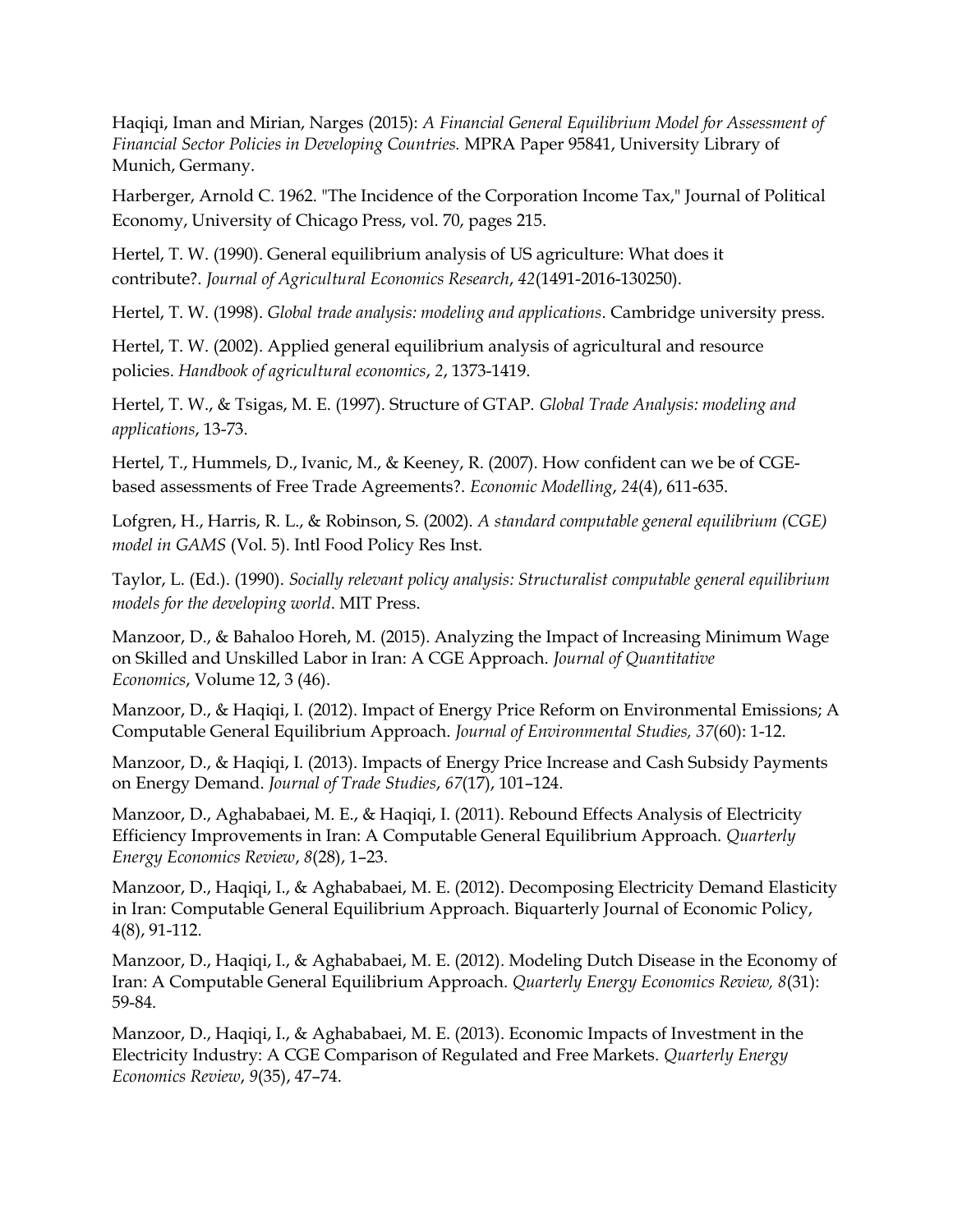Haqiqi, Iman and Mirian, Narges (2015): *A Financial General Equilibrium Model for Assessment of Financial Sector Policies in Developing Countries.* MPRA Paper 95841, University Library of Munich, Germany.

Harberger, Arnold C. 1962. "The Incidence of the Corporation Income Tax," Journal of Political Economy, University of Chicago Press, vol. 70, pages 215.

Hertel, T. W. (1990). General equilibrium analysis of US agriculture: What does it contribute?. *Journal of Agricultural Economics Research*, *42*(1491-2016-130250).

Hertel, T. W. (1998). *Global trade analysis: modeling and applications*. Cambridge university press.

Hertel, T. W. (2002). Applied general equilibrium analysis of agricultural and resource policies. *Handbook of agricultural economics*, *2*, 1373-1419.

Hertel, T. W., & Tsigas, M. E. (1997). Structure of GTAP. *Global Trade Analysis: modeling and applications*, 13-73.

Hertel, T., Hummels, D., Ivanic, M., & Keeney, R. (2007). How confident can we be of CGE-based assessments of Free Trade Agreements?. *Economic Modelling*, *24*(4), 611-635.

Lofgren, H., Harris, R. L., & Robinson, S. (2002). *A standard computable general equilibrium (CGE) model in GAMS* (Vol. 5). Intl Food Policy Res Inst.

Taylor, L. (Ed.). (1990). *Socially relevant policy analysis: Structuralist computable general equilibrium models for the developing world*. MIT Press.

Manzoor, D., & Bahaloo Horeh, M. (2015). Analyzing the Impact of Increasing Minimum Wage on Skilled and Unskilled Labor in Iran: A CGE Approach. *Journal of Quantitative Economics*, Volume 12, 3 (46).

Manzoor, D., & Haqiqi, I. (2012). Impact of Energy Price Reform on Environmental Emissions; A Computable General Equilibrium Approach. *Journal of Environmental Studies, 37*(60): 1-12.

Manzoor, D., & Haqiqi, I. (2013). Impacts of Energy Price Increase and Cash Subsidy Payments on Energy Demand. *Journal of Trade Studies*, *67*(17), 101–124.

Manzoor, D., Aghababaei, M. E., & Haqiqi, I. (2011). Rebound Effects Analysis of Electricity Efficiency Improvements in Iran: A Computable General Equilibrium Approach. *Quarterly Energy Economics Review*, *8*(28), 1–23.

Manzoor, D., Haqiqi, I., & Aghababaei, M. E. (2012). Decomposing Electricity Demand Elasticity in Iran: Computable General Equilibrium Approach. Biquarterly Journal of Economic Policy, 4(8), 91-112.

Manzoor, D., Haqiqi, I., & Aghababaei, M. E. (2012). Modeling Dutch Disease in the Economy of Iran: A Computable General Equilibrium Approach. *Quarterly Energy Economics Review, 8*(31): 59-84.

Manzoor, D., Haqiqi, I., & Aghababaei, M. E. (2013). Economic Impacts of Investment in the Electricity Industry: A CGE Comparison of Regulated and Free Markets. *Quarterly Energy Economics Review*, *9*(35), 47–74.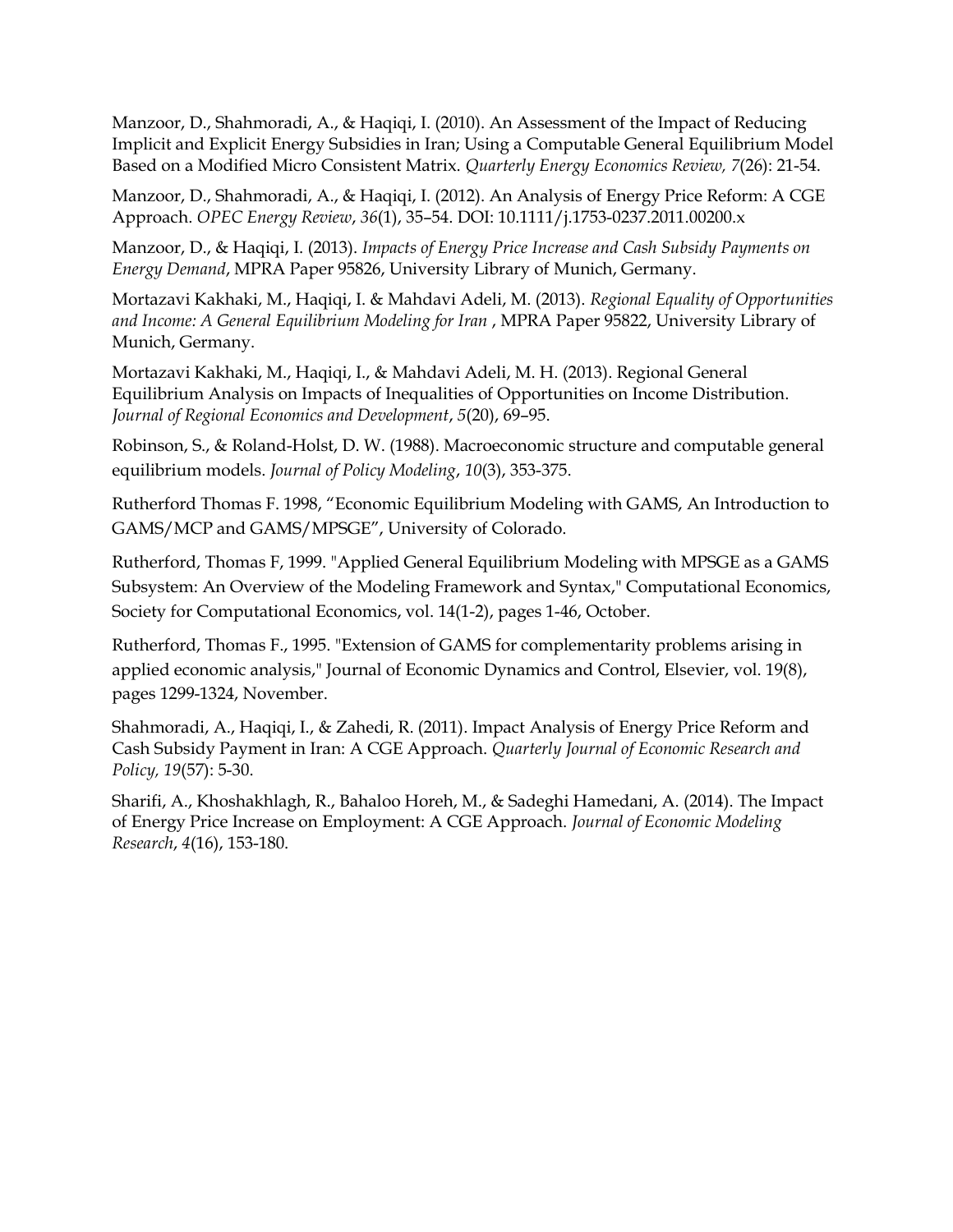Manzoor, D., Shahmoradi, A., & Haqiqi, I. (2010). An Assessment of the Impact of Reducing Implicit and Explicit Energy Subsidies in Iran; Using a Computable General Equilibrium Model Based on a Modified Micro Consistent Matrix. *Quarterly Energy Economics Review, 7*(26): 21-54.

Manzoor, D., Shahmoradi, A., & Haqiqi, I. (2012). An Analysis of Energy Price Reform: A CGE Approach. *OPEC Energy Review*, *36*(1), 35–54. DOI: 10.1111/j.1753-0237.2011.00200.x

Manzoor, D., & Haqiqi, I. (2013). *Impacts of Energy Price Increase and Cash Subsidy Payments on Energy Demand*, MPRA Paper 95826, University Library of Munich, Germany.

Mortazavi Kakhaki, M., Haqiqi, I. & Mahdavi Adeli, M. (2013). *Regional Equality of Opportunities and Income: A General Equilibrium Modeling for Iran* , MPRA Paper 95822, University Library of Munich, Germany.

Mortazavi Kakhaki, M., Haqiqi, I., & Mahdavi Adeli, M. H. (2013). Regional General Equilibrium Analysis on Impacts of Inequalities of Opportunities on Income Distribution. *Journal of Regional Economics and Development*, *5*(20), 69–95.

Robinson, S., & Roland-Holst, D. W. (1988). Macroeconomic structure and computable general equilibrium models. *Journal of Policy Modeling*, *10*(3), 353-375.

Rutherford Thomas F. 1998, "Economic Equilibrium Modeling with GAMS, An Introduction to GAMS/MCP and GAMS/MPSGE", University of Colorado.

Rutherford, Thomas F, 1999. "Applied General Equilibrium Modeling with MPSGE as a GAMS Subsystem: An Overview of the Modeling Framework and Syntax," Computational Economics, Society for Computational Economics, vol. 14(1-2), pages 1-46, October.

Rutherford, Thomas F., 1995. "Extension of GAMS for complementarity problems arising in applied economic analysis," Journal of Economic Dynamics and Control, Elsevier, vol. 19(8), pages 1299-1324, November.

Shahmoradi, A., Haqiqi, I., & Zahedi, R. (2011). Impact Analysis of Energy Price Reform and Cash Subsidy Payment in Iran: A CGE Approach. *Quarterly Journal of Economic Research and Policy, 19*(57): 5-30.

Sharifi, A., Khoshakhlagh, R., Bahaloo Horeh, M., & Sadeghi Hamedani, A. (2014). The Impact of Energy Price Increase on Employment: A CGE Approach. *Journal of Economic Modeling Research*, *4*(16), 153-180.